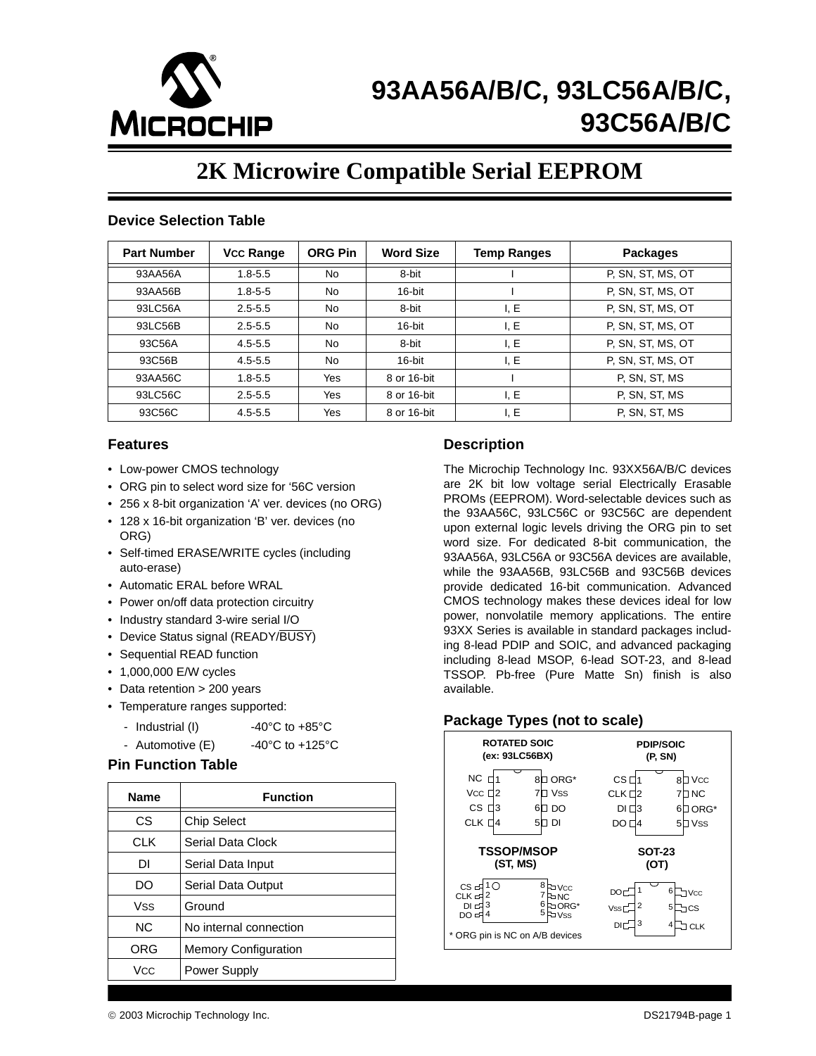# 93AA56A/B/C, 93LC56A/B/C, 93C56A/B/C

## 2K Microwire Compatible Serial EEPROM

### Device Selection Table

| Part Number | VCC Range | ORG Pin | Word Size | Temp Ranges | Packages |
|---|---|---|---|---|---|
| 93AA56A | 1.8-5.5 | No | 8-bit | I | P, SN, ST, MS, OT |
| 93AA56B | 1.8-5-5 | No | 16-bit | I | P, SN, ST, MS, OT |
| 93LC56A | 2.5-5.5 | No | 8-bit | I, E | P, SN, ST, MS, OT |
| 93LC56B | 2.5-5.5 | No | 16-bit | I, E | P, SN, ST, MS, OT |
| 93C56A | 4.5-5.5 | No | 8-bit | I, E | P, SN, ST, MS, OT |
| 93C56B | 4.5-5.5 | No | 16-bit | I, E | P, SN, ST, MS, OT |
| 93AA56C | 1.8-5.5 | Yes | 8 or 16-bit | I | P, SN, ST, MS |
| 93LC56C | 2.5-5.5 | Yes | 8 or 16-bit | I, E | P, SN, ST, MS |
| 93C56C | 4.5-5.5 | Yes | 8 or 16-bit | I, E | P, SN, ST, MS |

### Features

- Low-power CMOS technology
- ORG pin to select word size for '56C version
- 256 x 8-bit organization 'A' ver. devices (no ORG)
- 128 x 16-bit organization 'B' ver. devices (no ORG)
- Self-timed ERASE/WRITE cycles (including auto-erase)
- Automatic ERAL before WRAL
- Power on/off data protection circuitry
- Industry standard 3-wire serial I/O
- Device Status signal (READY/BUSY)
- Sequential READ function
- 1,000,000 E/W cycles
- Data retention > 200 years
- Temperature ranges supported:
  - Industrial (I) -40°C to +85°C
  - Automotive (E) -40°C to +125°C

### Pin Function Table

| Name | Function |
|---|---|
| CS | Chip Select |
| CLK | Serial Data Clock |
| DI | Serial Data Input |
| DO | Serial Data Output |
| VSS | Ground |
| NC | No internal connection |
| ORG | Memory Configuration |
| VCC | Power Supply |

### Description

The Microchip Technology Inc. 93XX56A/B/C devices are 2K bit low voltage serial Electrically Erasable PROMs (EEPROM). Word-selectable devices such as the 93AA56C, 93LC56C or 93C56C are dependent upon external logic levels driving the ORG pin to set word size. For dedicated 8-bit communication, the 93AA56A, 93LC56A or 93C56A devices are available, while the 93AA56B, 93LC56B and 93C56B devices provide dedicated 16-bit communication. Advanced CMOS technology makes these devices ideal for low power, nonvolatile memory applications. The entire 93XX Series is available in standard packages including 8-lead PDIP and SOIC, and advanced packaging including 8-lead MSOP, 6-lead SOT-23, and 8-lead TSSOP. Pb-free (Pure Matte Sn) finish is also available.

### Package Types (not to scale)

**ROTATED SOIC (ex: 93LC56BX)**

| Pin | Name | Pin | Name |
|---|---|---|---|
| 1 | NC | 8 | ORG* |
| 2 | VCC | 7 | VSS |
| 3 | CS | 6 | DO |
| 4 | CLK | 5 | DI |

**PDIP/SOIC (P, SN)**

| Pin | Name | Pin | Name |
|---|---|---|---|
| 1 | CS | 8 | VCC |
| 2 | CLK | 7 | NC |
| 3 | DI | 6 | ORG* |
| 4 | DO | 5 | VSS |

**TSSOP/MSOP (ST, MS)**

| Pin | Name | Pin | Name |
|---|---|---|---|
| 1 | CS | 8 | VCC |
| 2 | CLK | 7 | NC |
| 3 | DI | 6 | ORG* |
| 4 | DO | 5 | VSS |

**SOT-23 (OT)**

| Pin | Name | Pin | Name |
|---|---|---|---|
| 1 | DO | 6 | VCC |
| 2 | VSS | 5 | CS |
| 3 | DI | 4 | CLK |

\* ORG pin is NC on A/B devices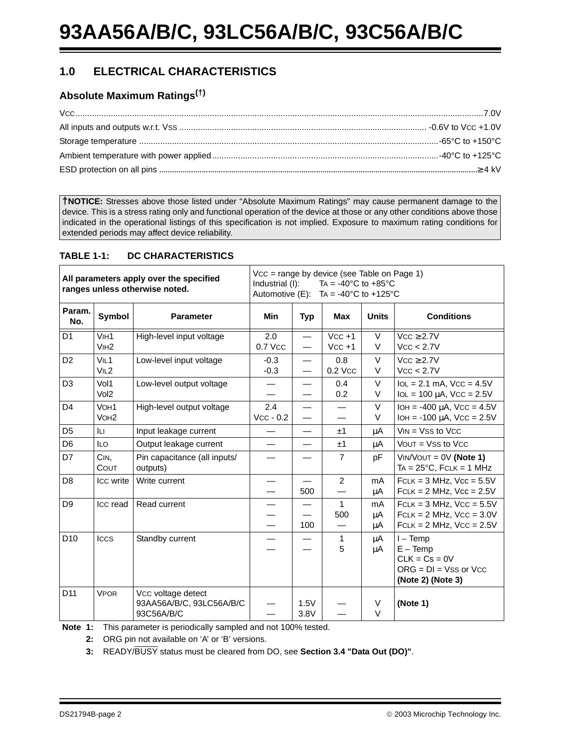## 1.0 ELECTRICAL CHARACTERISTICS

### Absolute Maximum Ratings(†)

$V_{CC}$ ..... 7.0V

All inputs and outputs w.r.t. $V_{SS}$ ..... -0.6V to $V_{CC}$ +1.0V

Storage temperature ..... -65°C to +150°C

Ambient temperature with power applied ..... -40°C to +125°C

ESD protection on all pins ..... ≥ 4 kV

> **†NOTICE:** Stresses above those listed under "Absolute Maximum Ratings" may cause permanent damage to the device. This is a stress rating only and functional operation of the device at those or any other conditions above those indicated in the operational listings of this specification is not implied. Exposure to maximum rating conditions for extended periods may affect device reliability.

**TABLE 1-1: DC CHARACTERISTICS**

| **All parameters apply over the specified ranges unless otherwise noted.** | | | VCC = range by device (see Table on Page 1)<br>Industrial (I): TA = -40°C to +85°C<br>Automotive (E): TA = -40°C to +125°C | | | | |
|---|---|---|---|---|---|---|---|
| **Param. No.** | **Symbol** | **Parameter** | **Min** | **Typ** | **Max** | **Units** | **Conditions** |
| D1 | VIH1<br>VIH2 | High-level input voltage | 2.0<br>0.7 VCC | —<br>— | VCC +1<br>VCC +1 | V<br>V | VCC ≥ 2.7V<br>VCC < 2.7V |
| D2 | VIL1<br>VIL2 | Low-level input voltage | -0.3<br>-0.3 | —<br>— | 0.8<br>0.2 VCC | V<br>V | VCC ≥ 2.7V<br>VCC < 2.7V |
| D3 | Vol1<br>Vol2 | Low-level output voltage | —<br>— | —<br>— | 0.4<br>0.2 | V<br>V | IOL = 2.1 mA, VCC = 4.5V<br>IOL = 100 μA, VCC = 2.5V |
| D4 | VOH1<br>VOH2 | High-level output voltage | 2.4<br>VCC - 0.2 | —<br>— | —<br>— | V<br>V | IOH = -400 μA, VCC = 4.5V<br>IOH = -100 μA, VCC = 2.5V |
| D5 | ILI | Input leakage current | — | — | ±1 | μA | VIN = VSS to VCC |
| D6 | ILO | Output leakage current | — | — | ±1 | μA | VOUT = VSS to VCC |
| D7 | CIN,<br>COUT | Pin capacitance (all inputs/ outputs) | — | — | 7 | pF | VIN/VOUT = 0V **(Note 1)**<br>TA = 25°C, FCLK = 1 MHz |
| D8 | ICC write | Write current | —<br>— | —<br>500 | 2<br>— | mA<br>μA | FCLK = 3 MHz, Vcc = 5.5V<br>FCLK = 2 MHz, Vcc = 2.5V |
| D9 | ICC read | Read current | —<br>—<br>— | —<br>—<br>100 | 1<br>500<br>— | mA<br>μA<br>μA | FCLK = 3 MHz, VCC = 5.5V<br>FCLK = 2 MHz, VCC = 3.0V<br>FCLK = 2 MHz, VCC = 2.5V |
| D10 | ICCS | Standby current | —<br>— | —<br>— | 1<br>5 | μA<br>μA | I – Temp<br>E – Temp<br>CLK = Cs = 0V<br>ORG = DI = VSS or VCC<br>**(Note 2) (Note 3)** |
| D11 | VPOR | VCC voltage detect<br>93AA56A/B/C, 93LC56A/B/C<br>93C56A/B/C | —<br>— | 1.5V<br>3.8V | —<br>— | V<br>V | **(Note 1)** |

**Note 1:** This parameter is periodically sampled and not 100% tested.

**2:** ORG pin not available on 'A' or 'B' versions.

**3:** READY/$\overline{\text{BUSY}}$ status must be cleared from DO, see **Section 3.4 "Data Out (DO)"**.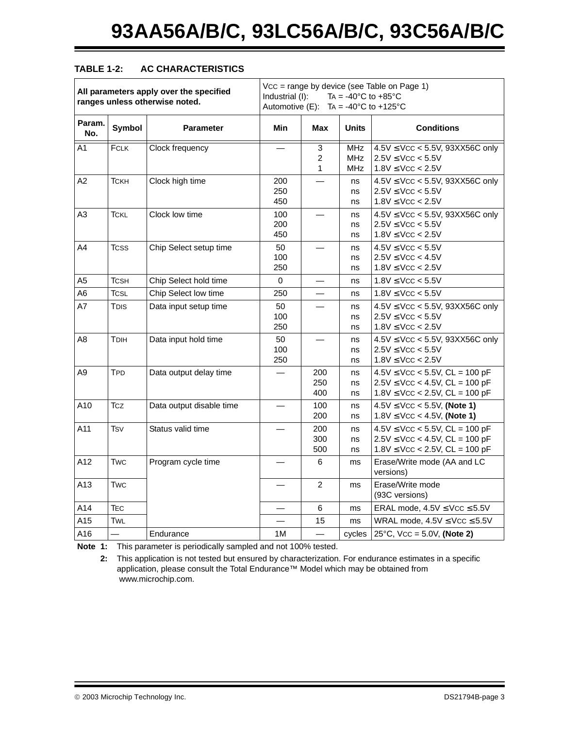**TABLE 1-2: AC CHARACTERISTICS**

| All parameters apply over the specified ranges unless otherwise noted. | | | VCC = range by device (see Table on Page 1)<br>Industrial (I): TA = -40°C to +85°C<br>Automotive (E): TA = -40°C to +125°C | | | |
|---|---|---|---|---|---|---|
| **Param. No.** | **Symbol** | **Parameter** | **Min** | **Max** | **Units** | **Conditions** |
| A1 | FCLK | Clock frequency | — | 3<br>2<br>1 | MHz<br>MHz<br>MHz | 4.5V ≤ VCC < 5.5V, 93XX56C only<br>2.5V ≤ VCC < 5.5V<br>1.8V ≤ VCC < 2.5V |
| A2 | TCKH | Clock high time | 200<br>250<br>450 | — | ns<br>ns<br>ns | 4.5V ≤ VCC < 5.5V, 93XX56C only<br>2.5V ≤ VCC < 5.5V<br>1.8V ≤ VCC < 2.5V |
| A3 | TCKL | Clock low time | 100<br>200<br>450 | — | ns<br>ns<br>ns | 4.5V ≤ VCC < 5.5V, 93XX56C only<br>2.5V ≤ VCC < 5.5V<br>1.8V ≤ VCC < 2.5V |
| A4 | TCSS | Chip Select setup time | 50<br>100<br>250 | — | ns<br>ns<br>ns | 4.5V ≤ VCC < 5.5V<br>2.5V ≤ VCC < 4.5V<br>1.8V ≤ VCC < 2.5V |
| A5 | TCSH | Chip Select hold time | 0 | — | ns | 1.8V ≤ VCC < 5.5V |
| A6 | TCSL | Chip Select low time | 250 | — | ns | 1.8V ≤ VCC < 5.5V |
| A7 | TDIS | Data input setup time | 50<br>100<br>250 | — | ns<br>ns<br>ns | 4.5V ≤ VCC < 5.5V, 93XX56C only<br>2.5V ≤ VCC < 5.5V<br>1.8V ≤ VCC < 2.5V |
| A8 | TDIH | Data input hold time | 50<br>100<br>250 | — | ns<br>ns<br>ns | 4.5V ≤ VCC < 5.5V, 93XX56C only<br>2.5V ≤ VCC < 5.5V<br>1.8V ≤ VCC < 2.5V |
| A9 | TPD | Data output delay time | — | 200<br>250<br>400 | ns<br>ns<br>ns | 4.5V ≤ VCC < 5.5V, CL = 100 pF<br>2.5V ≤ VCC < 4.5V, CL = 100 pF<br>1.8V ≤ VCC < 2.5V, CL = 100 pF |
| A10 | TCZ | Data output disable time | — | 100<br>200 | ns<br>ns | 4.5V ≤ VCC < 5.5V, **(Note 1)**<br>1.8V ≤ VCC < 4.5V, **(Note 1)** |
| A11 | TSV | Status valid time | — | 200<br>300<br>500 | ns<br>ns<br>ns | 4.5V ≤ VCC < 5.5V, CL = 100 pF<br>2.5V ≤ VCC < 4.5V, CL = 100 pF<br>1.8V ≤ VCC < 2.5V, CL = 100 pF |
| A12 | TWC | Program cycle time | — | 6 | ms | Erase/Write mode (AA and LC versions) |
| A13 | TWC | | — | 2 | ms | Erase/Write mode (93C versions) |
| A14 | TEC | | — | 6 | ms | ERAL mode, 4.5V ≤ VCC ≤ 5.5V |
| A15 | TWL | | — | 15 | ms | WRAL mode, 4.5V ≤ VCC ≤ 5.5V |
| A16 | — | Endurance | 1M | — | cycles | 25°C, VCC = 5.0V, **(Note 2)** |

**Note 1:** This parameter is periodically sampled and not 100% tested.

**2:** This application is not tested but ensured by characterization. For endurance estimates in a specific application, please consult the Total Endurance™ Model which may be obtained from www.microchip.com.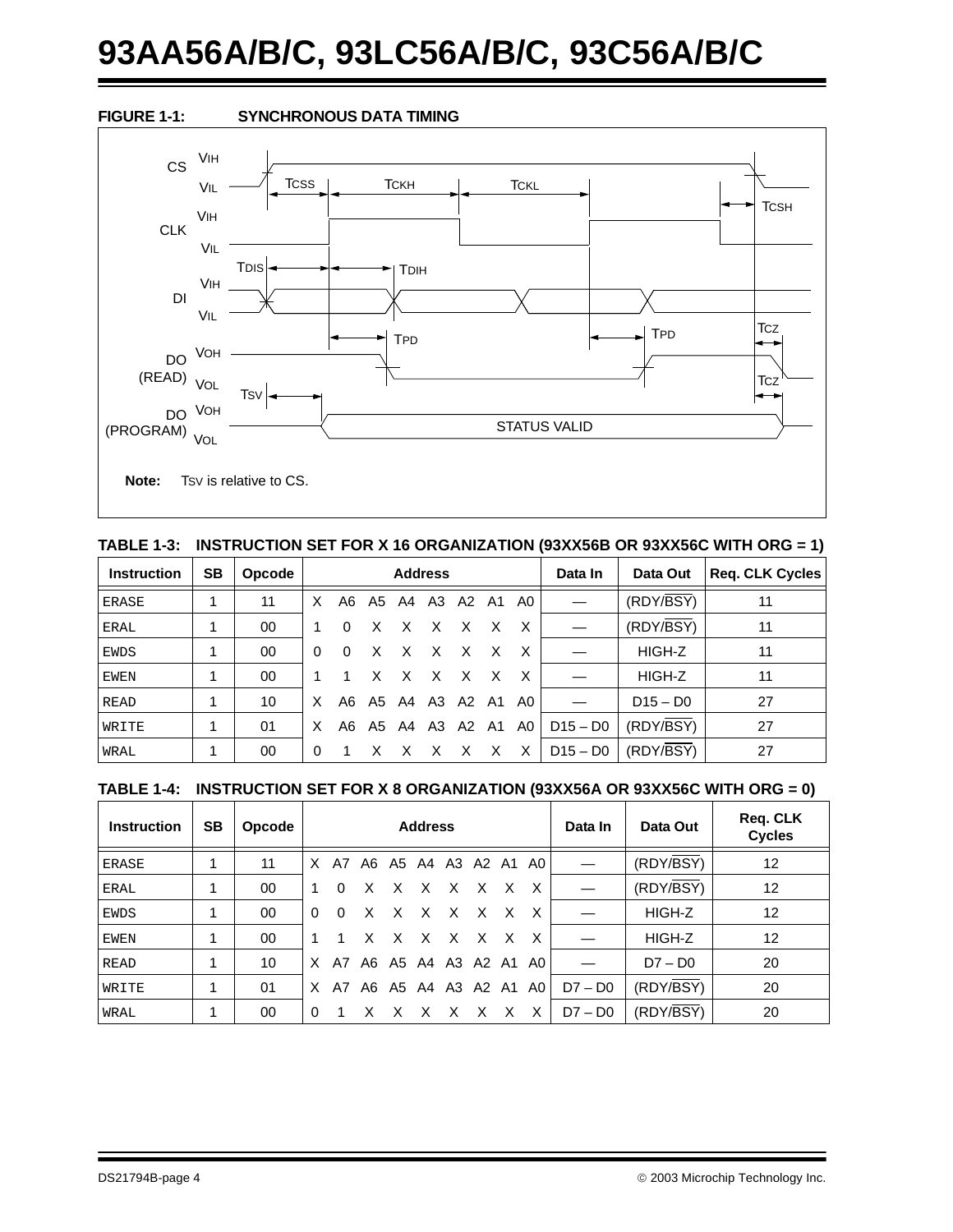**FIGURE 1-1: SYNCHRONOUS DATA TIMING**

CS VIH VIL TCSS TCKH TCKL TCSH

CLK VIH VIL

DI VIH VIL TDIS TDIH

DO (READ) VOH VOL TPD TPD TCZ TCZ

DO (PROGRAM) VOH VOL TSV STATUS VALID

**Note:** TSV is relative to CS.

**TABLE 1-3: INSTRUCTION SET FOR X 16 ORGANIZATION (93XX56B OR 93XX56C WITH ORG = 1)**

| Instruction | SB | Opcode | Address | Data In | Data Out | Req. CLK Cycles |
|---|---|---|---|---|---|---|
| ERASE | 1 | 11 | X A6 A5 A4 A3 A2 A1 A0 | — | (RDY/BSY) | 11 |
| ERAL | 1 | 00 | 1 0 X X X X X X | — | (RDY/BSY) | 11 |
| EWDS | 1 | 00 | 0 0 X X X X X X | — | HIGH-Z | 11 |
| EWEN | 1 | 00 | 1 1 X X X X X X | — | HIGH-Z | 11 |
| READ | 1 | 10 | X A6 A5 A4 A3 A2 A1 A0 | — | D15 – D0 | 27 |
| WRITE | 1 | 01 | X A6 A5 A4 A3 A2 A1 A0 | D15 – D0 | (RDY/BSY) | 27 |
| WRAL | 1 | 00 | 0 1 X X X X X X | D15 – D0 | (RDY/BSY) | 27 |

**TABLE 1-4: INSTRUCTION SET FOR X 8 ORGANIZATION (93XX56A OR 93XX56C WITH ORG = 0)**

| Instruction | SB | Opcode | Address | Data In | Data Out | Req. CLK Cycles |
|---|---|---|---|---|---|---|
| ERASE | 1 | 11 | X A7 A6 A5 A4 A3 A2 A1 A0 | — | (RDY/BSY) | 12 |
| ERAL | 1 | 00 | 1 0 X X X X X X X | — | (RDY/BSY) | 12 |
| EWDS | 1 | 00 | 0 0 X X X X X X X | — | HIGH-Z | 12 |
| EWEN | 1 | 00 | 1 1 X X X X X X X | — | HIGH-Z | 12 |
| READ | 1 | 10 | X A7 A6 A5 A4 A3 A2 A1 A0 | — | D7 – D0 | 20 |
| WRITE | 1 | 01 | X A7 A6 A5 A4 A3 A2 A1 A0 | D7 – D0 | (RDY/BSY) | 20 |
| WRAL | 1 | 00 | 0 1 X X X X X X X | D7 – D0 | (RDY/BSY) | 20 |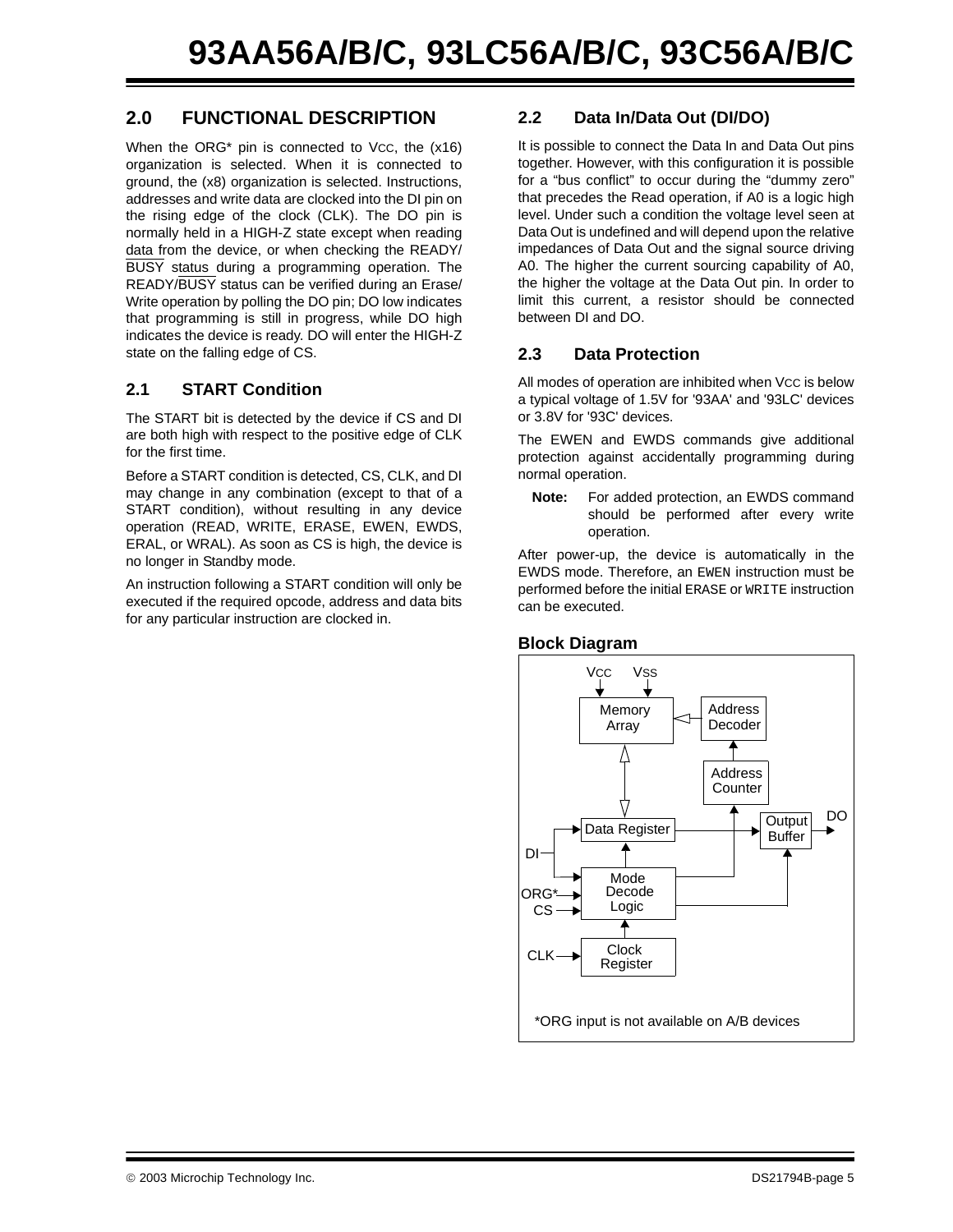## 2.0 FUNCTIONAL DESCRIPTION

When the ORG* pin is connected to VCC, the (x16) organization is selected. When it is connected to ground, the (x8) organization is selected. Instructions, addresses and write data are clocked into the DI pin on the rising edge of the clock (CLK). The DO pin is normally held in a HIGH-Z state except when reading data from the device, or when checking the READY/BUSY status during a programming operation. The READY/BUSY status can be verified during an Erase/Write operation by polling the DO pin; DO low indicates that programming is still in progress, while DO high indicates the device is ready. DO will enter the HIGH-Z state on the falling edge of CS.

### 2.1 START Condition

The START bit is detected by the device if CS and DI are both high with respect to the positive edge of CLK for the first time.

Before a START condition is detected, CS, CLK, and DI may change in any combination (except to that of a START condition), without resulting in any device operation (READ, WRITE, ERASE, EWEN, EWDS, ERAL, or WRAL). As soon as CS is high, the device is no longer in Standby mode.

An instruction following a START condition will only be executed if the required opcode, address and data bits for any particular instruction are clocked in.

### 2.2 Data In/Data Out (DI/DO)

It is possible to connect the Data In and Data Out pins together. However, with this configuration it is possible for a “bus conflict” to occur during the “dummy zero” that precedes the Read operation, if A0 is a logic high level. Under such a condition the voltage level seen at Data Out is undefined and will depend upon the relative impedances of Data Out and the signal source driving A0. The higher the current sourcing capability of A0, the higher the voltage at the Data Out pin. In order to limit this current, a resistor should be connected between DI and DO.

### 2.3 Data Protection

All modes of operation are inhibited when VCC is below a typical voltage of 1.5V for '93AA' and '93LC' devices or 3.8V for '93C' devices.

The EWEN and EWDS commands give additional protection against accidentally programming during normal operation.

**Note:** For added protection, an EWDS command should be performed after every write operation.

After power-up, the device is automatically in the EWDS mode. Therefore, an EWEN instruction must be performed before the initial ERASE or WRITE instruction can be executed.

### Block Diagram

VCC VSS

Memory Array — Address Decoder — Address Counter

Data Register — Output Buffer — DO

DI — Mode Decode Logic — ORG*, CS

CLK — Clock Register

*ORG input is not available on A/B devices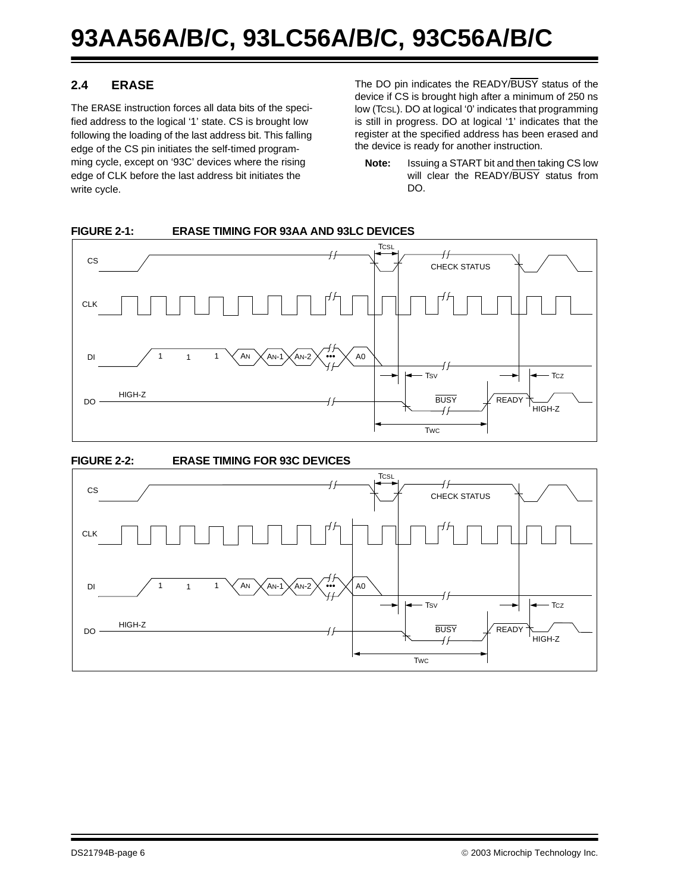## 2.4 ERASE

The ERASE instruction forces all data bits of the specified address to the logical '1' state. CS is brought low following the loading of the last address bit. This falling edge of the CS pin initiates the self-timed programming cycle, except on '93C' devices where the rising edge of CLK before the last address bit initiates the write cycle.

The DO pin indicates the READY/$\overline{BUSY}$ status of the device if CS is brought high after a minimum of 250 ns low ($T_{CSL}$). DO at logical '0' indicates that programming is still in progress. DO at logical '1' indicates that the register at the specified address has been erased and the device is ready for another instruction.

> **Note:** Issuing a START bit and then taking CS low will clear the READY/$\overline{BUSY}$ status from DO.

**FIGURE 2-1: ERASE TIMING FOR 93AA AND 93LC DEVICES**

**FIGURE 2-2: ERASE TIMING FOR 93C DEVICES**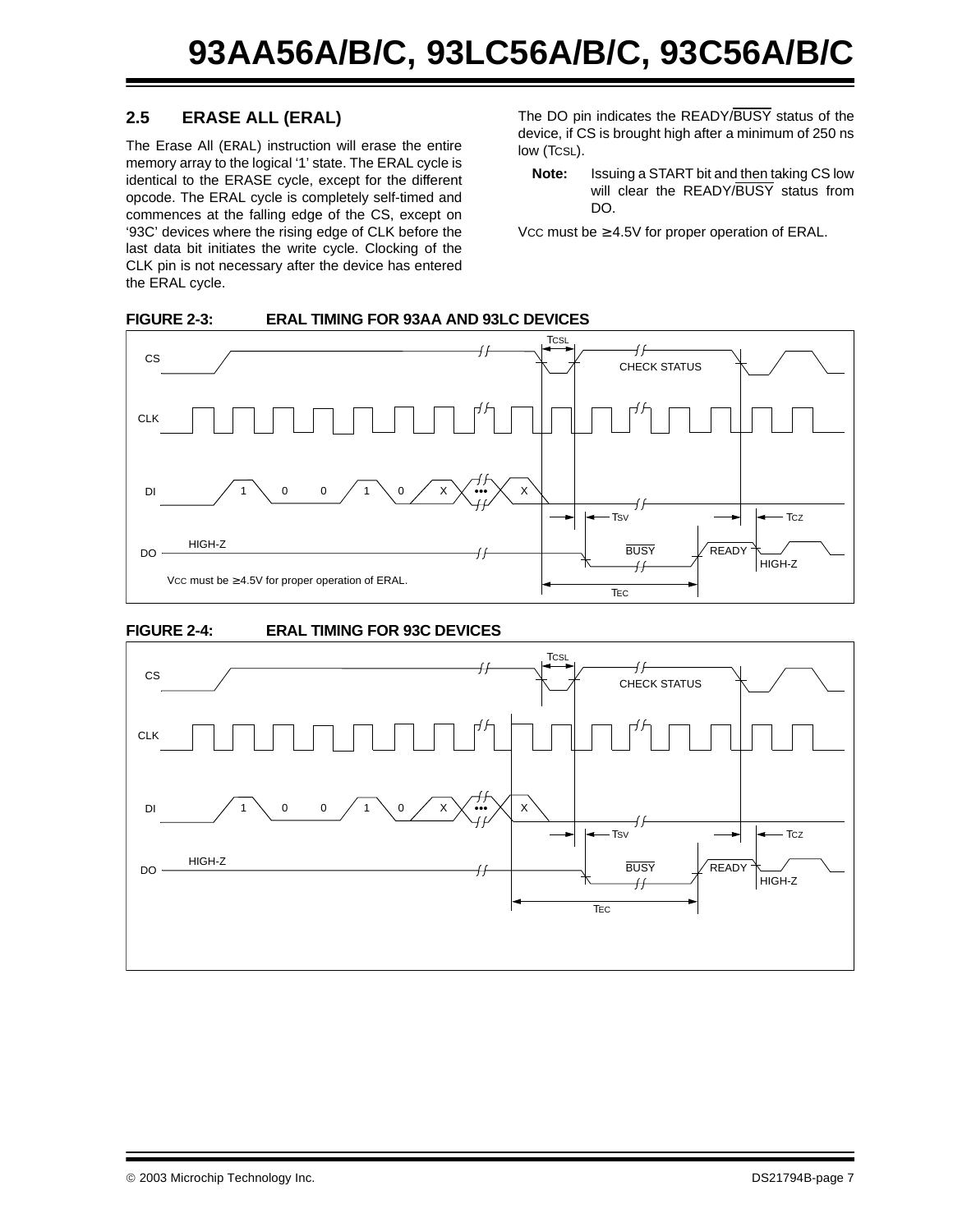### 2.5 ERASE ALL (ERAL)

The Erase All (ERAL) instruction will erase the entire memory array to the logical '1' state. The ERAL cycle is identical to the ERASE cycle, except for the different opcode. The ERAL cycle is completely self-timed and commences at the falling edge of the CS, except on '93C' devices where the rising edge of CLK before the last data bit initiates the write cycle. Clocking of the CLK pin is not necessary after the device has entered the ERAL cycle.

The DO pin indicates the READY/$\overline{\text{BUSY}}$ status of the device, if CS is brought high after a minimum of 250 ns low ($T_{CSL}$).

**Note:** Issuing a START bit and then taking CS low will clear the READY/$\overline{\text{BUSY}}$ status from DO.

VCC must be ≥ 4.5V for proper operation of ERAL.

**FIGURE 2-3: ERAL TIMING FOR 93AA AND 93LC DEVICES**

CS, CLK, DI (1 0 0 1 0 X ••• X), DO (HIGH-Z, $\overline{\text{BUSY}}$, READY, HIGH-Z); TCSL, CHECK STATUS, TSV, TCZ, TEC

VCC must be ≥ 4.5V for proper operation of ERAL.

**FIGURE 2-4: ERAL TIMING FOR 93C DEVICES**

CS, CLK, DI (1 0 0 1 0 X ••• X), DO (HIGH-Z, $\overline{\text{BUSY}}$, READY, HIGH-Z); TCSL, CHECK STATUS, TSV, TCZ, TEC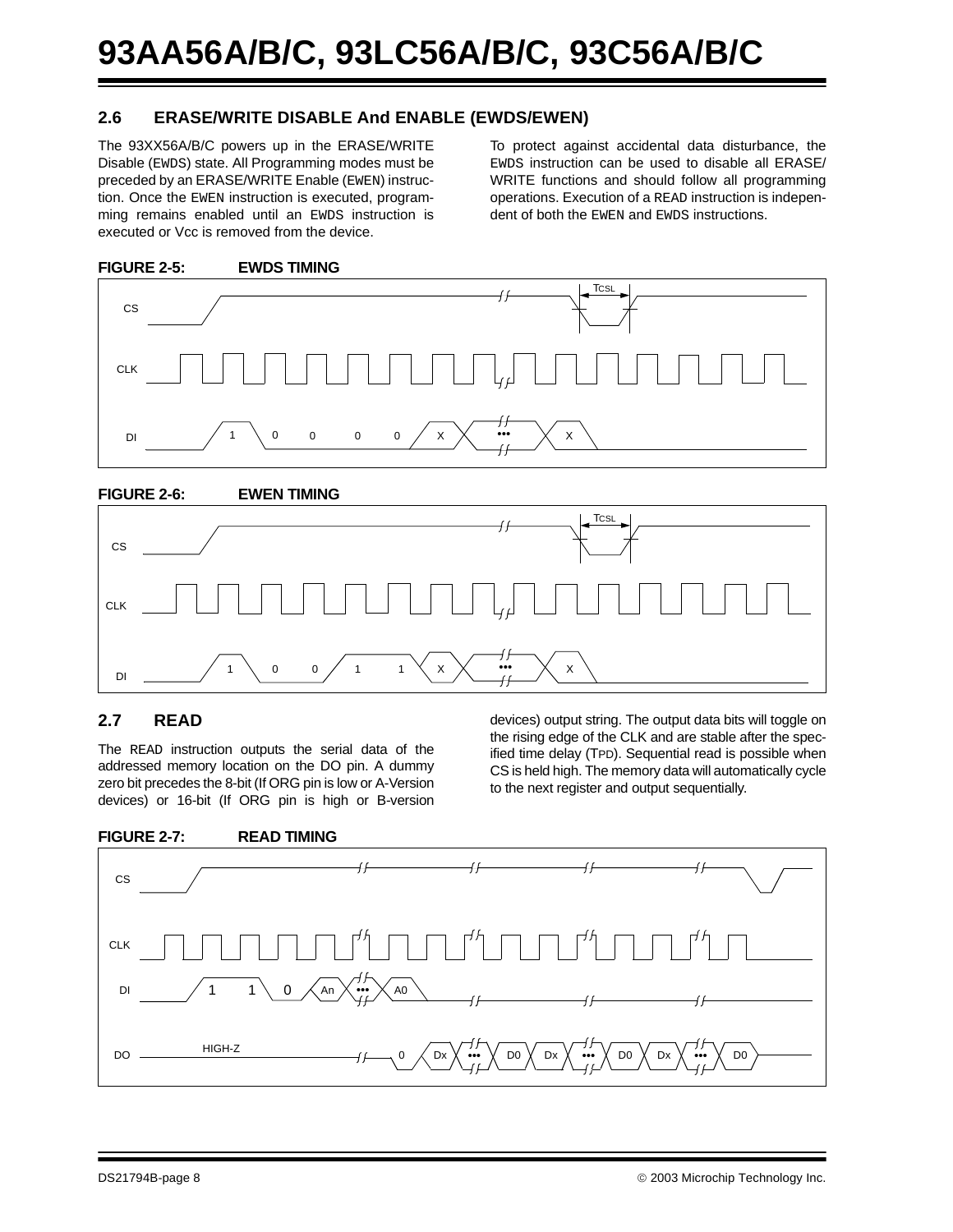## 2.6 ERASE/WRITE DISABLE And ENABLE (EWDS/EWEN)

The 93XX56A/B/C powers up in the ERASE/WRITE Disable (EWDS) state. All Programming modes must be preceded by an ERASE/WRITE Enable (EWEN) instruction. Once the EWEN instruction is executed, programming remains enabled until an EWDS instruction is executed or Vcc is removed from the device.

To protect against accidental data disturbance, the EWDS instruction can be used to disable all ERASE/WRITE functions and should follow all programming operations. Execution of a READ instruction is independent of both the EWEN and EWDS instructions.

**FIGURE 2-5: EWDS TIMING**

CS, CLK, DI (1 0 0 0 0 X ••• X), TCSL

**FIGURE 2-6: EWEN TIMING**

CS, CLK, DI (1 0 0 1 1 X ••• X), TCSL

## 2.7 READ

The READ instruction outputs the serial data of the addressed memory location on the DO pin. A dummy zero bit precedes the 8-bit (If ORG pin is low or A-Version devices) or 16-bit (If ORG pin is high or B-version devices) output string. The output data bits will toggle on the rising edge of the CLK and are stable after the specified time delay (TPD). Sequential read is possible when CS is held high. The memory data will automatically cycle to the next register and output sequentially.

**FIGURE 2-7: READ TIMING**

CS, CLK, DI (1 1 0 An ••• A0), DO (HIGH-Z, 0 Dx ••• D0 Dx ••• D0 Dx ••• D0)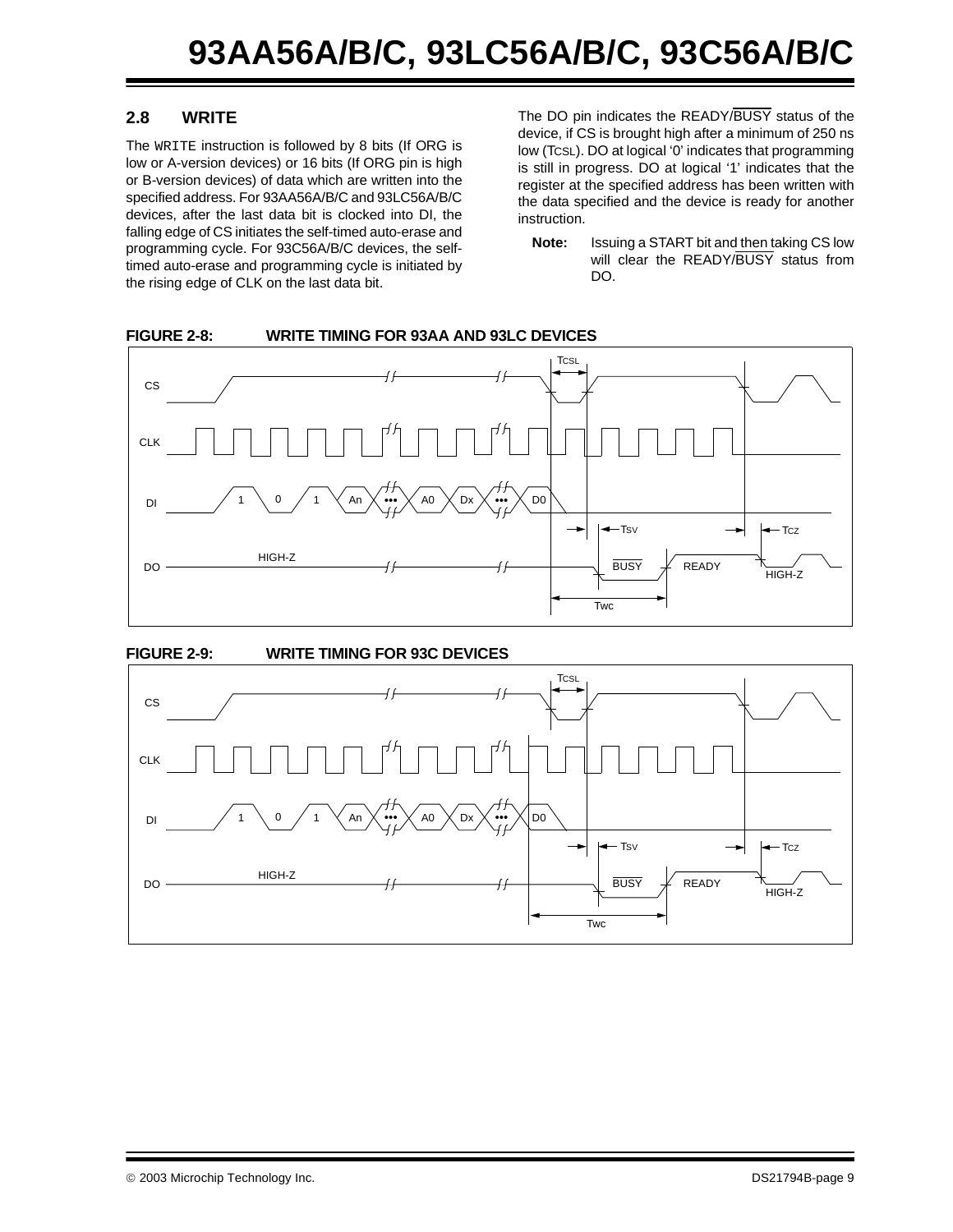## 2.8 WRITE

The WRITE instruction is followed by 8 bits (If ORG is low or A-version devices) or 16 bits (If ORG pin is high or B-version devices) of data which are written into the specified address. For 93AA56A/B/C and 93LC56A/B/C devices, after the last data bit is clocked into DI, the falling edge of CS initiates the self-timed auto-erase and programming cycle. For 93C56A/B/C devices, the self-timed auto-erase and programming cycle is initiated by the rising edge of CLK on the last data bit.

The DO pin indicates the READY/BUSY status of the device, if CS is brought high after a minimum of 250 ns low (TCSL). DO at logical '0' indicates that programming is still in progress. DO at logical '1' indicates that the register at the specified address has been written with the data specified and the device is ready for another instruction.

**Note:** Issuing a START bit and then taking CS low will clear the READY/BUSY status from DO.

**FIGURE 2-8: WRITE TIMING FOR 93AA AND 93LC DEVICES**

**FIGURE 2-9: WRITE TIMING FOR 93C DEVICES**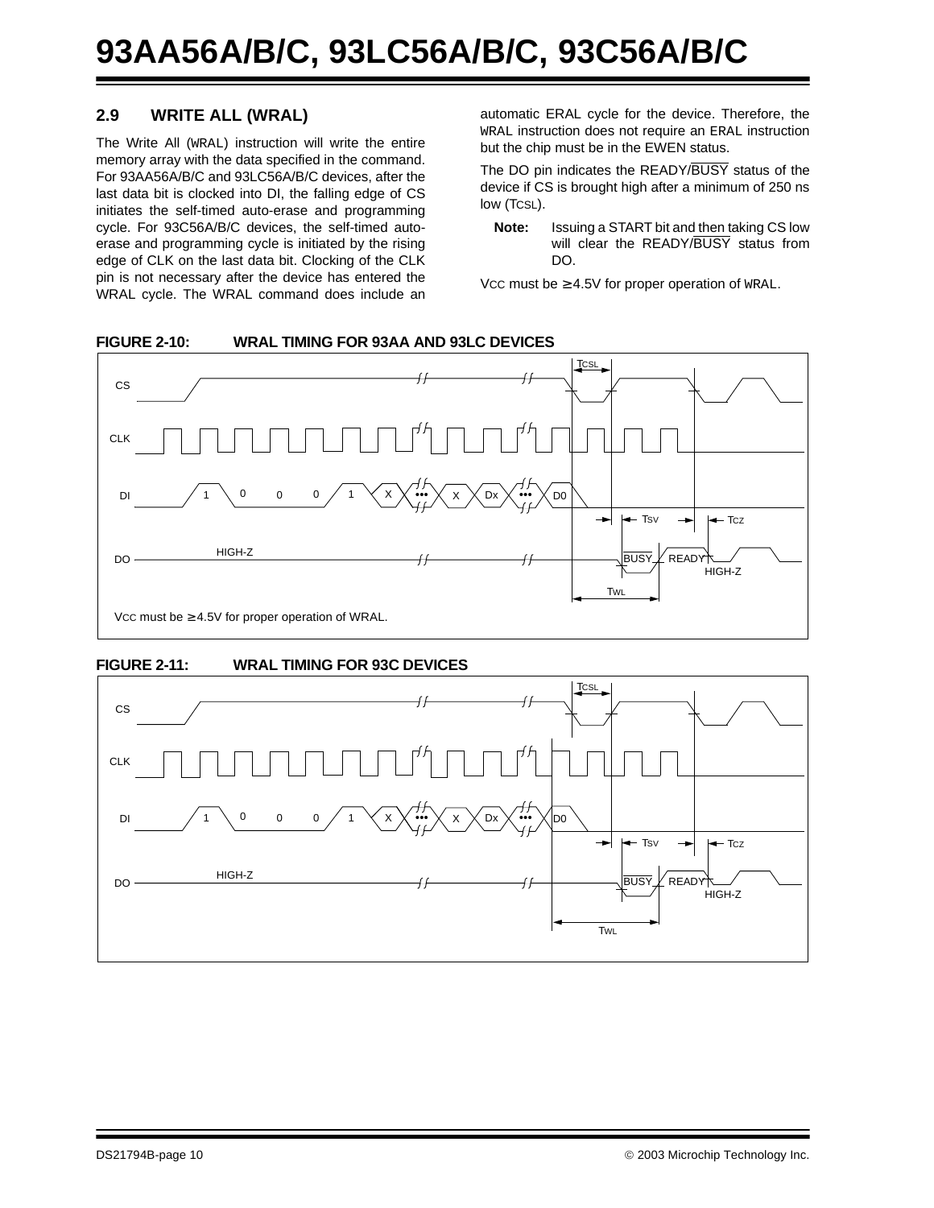## 2.9 WRITE ALL (WRAL)

The Write All (WRAL) instruction will write the entire memory array with the data specified in the command. For 93AA56A/B/C and 93LC56A/B/C devices, after the last data bit is clocked into DI, the falling edge of CS initiates the self-timed auto-erase and programming cycle. For 93C56A/B/C devices, the self-timed auto-erase and programming cycle is initiated by the rising edge of CLK on the last data bit. Clocking of the CLK pin is not necessary after the device has entered the WRAL cycle. The WRAL command does include an automatic ERAL cycle for the device. Therefore, the WRAL instruction does not require an ERAL instruction but the chip must be in the EWEN status.

The DO pin indicates the READY/$\overline{\text{BUSY}}$ status of the device if CS is brought high after a minimum of 250 ns low ($T_{CSL}$).

**Note:** Issuing a START bit and then taking CS low will clear the READY/$\overline{\text{BUSY}}$ status from DO.

$V_{CC}$ must be ≥ 4.5V for proper operation of WRAL.

**FIGURE 2-10: WRAL TIMING FOR 93AA AND 93LC DEVICES**

CS, CLK, DI (1 0 0 0 1 X ••• X Dx ••• D0), DO (HIGH-Z, $\overline{\text{BUSY}}$, READY, HIGH-Z); $T_{CSL}$, $T_{SV}$, $T_{CZ}$, $T_{WL}$

$V_{CC}$ must be ≥ 4.5V for proper operation of WRAL.

**FIGURE 2-11: WRAL TIMING FOR 93C DEVICES**

CS, CLK, DI (1 0 0 0 1 X ••• X Dx ••• D0), DO (HIGH-Z, $\overline{\text{BUSY}}$, READY, HIGH-Z); $T_{CSL}$, $T_{SV}$, $T_{CZ}$, $T_{WL}$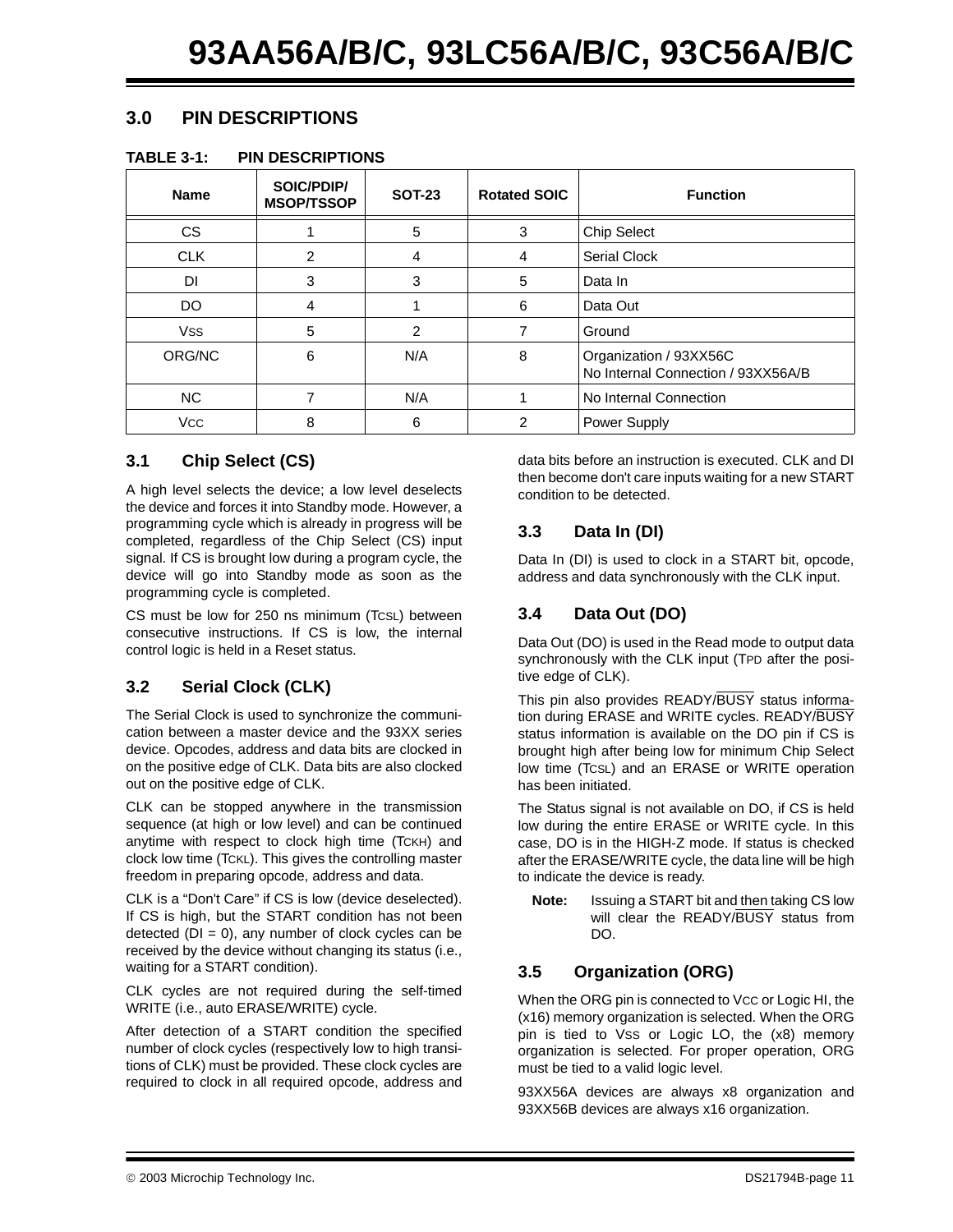## 3.0 PIN DESCRIPTIONS

**TABLE 3-1: PIN DESCRIPTIONS**

| Name | SOIC/PDIP/ MSOP/TSSOP | SOT-23 | Rotated SOIC | Function |
|---|---|---|---|---|
| CS | 1 | 5 | 3 | Chip Select |
| CLK | 2 | 4 | 4 | Serial Clock |
| DI | 3 | 3 | 5 | Data In |
| DO | 4 | 1 | 6 | Data Out |
| $V_{SS}$ | 5 | 2 | 7 | Ground |
| ORG/NC | 6 | N/A | 8 | Organization / 93XX56C<br>No Internal Connection / 93XX56A/B |
| NC | 7 | N/A | 1 | No Internal Connection |
| $V_{CC}$ | 8 | 6 | 2 | Power Supply |

### 3.1 Chip Select (CS)

A high level selects the device; a low level deselects the device and forces it into Standby mode. However, a programming cycle which is already in progress will be completed, regardless of the Chip Select (CS) input signal. If CS is brought low during a program cycle, the device will go into Standby mode as soon as the programming cycle is completed.

CS must be low for 250 ns minimum ($T_{CSL}$) between consecutive instructions. If CS is low, the internal control logic is held in a Reset status.

### 3.2 Serial Clock (CLK)

The Serial Clock is used to synchronize the communication between a master device and the 93XX series device. Opcodes, address and data bits are clocked in on the positive edge of CLK. Data bits are also clocked out on the positive edge of CLK.

CLK can be stopped anywhere in the transmission sequence (at high or low level) and can be continued anytime with respect to clock high time ($T_{CKH}$) and clock low time ($T_{CKL}$). This gives the controlling master freedom in preparing opcode, address and data.

CLK is a “Don't Care” if CS is low (device deselected). If CS is high, but the START condition has not been detected (DI = 0), any number of clock cycles can be received by the device without changing its status (i.e., waiting for a START condition).

CLK cycles are not required during the self-timed WRITE (i.e., auto ERASE/WRITE) cycle.

After detection of a START condition the specified number of clock cycles (respectively low to high transitions of CLK) must be provided. These clock cycles are required to clock in all required opcode, address and data bits before an instruction is executed. CLK and DI then become don't care inputs waiting for a new START condition to be detected.

### 3.3 Data In (DI)

Data In (DI) is used to clock in a START bit, opcode, address and data synchronously with the CLK input.

### 3.4 Data Out (DO)

Data Out (DO) is used in the Read mode to output data synchronously with the CLK input ($T_{PD}$ after the positive edge of CLK).

This pin also provides READY/$\overline{\text{BUSY}}$ status information during ERASE and WRITE cycles. READY/$\overline{\text{BUSY}}$ status information is available on the DO pin if CS is brought high after being low for minimum Chip Select low time ($T_{CSL}$) and an ERASE or WRITE operation has been initiated.

The Status signal is not available on DO, if CS is held low during the entire ERASE or WRITE cycle. In this case, DO is in the HIGH-Z mode. If status is checked after the ERASE/WRITE cycle, the data line will be high to indicate the device is ready.

> **Note:** Issuing a START bit and then taking CS low will clear the READY/$\overline{\text{BUSY}}$ status from DO.

### 3.5 Organization (ORG)

When the ORG pin is connected to $V_{CC}$ or Logic HI, the (x16) memory organization is selected. When the ORG pin is tied to $V_{SS}$ or Logic LO, the (x8) memory organization is selected. For proper operation, ORG must be tied to a valid logic level.

93XX56A devices are always x8 organization and 93XX56B devices are always x16 organization.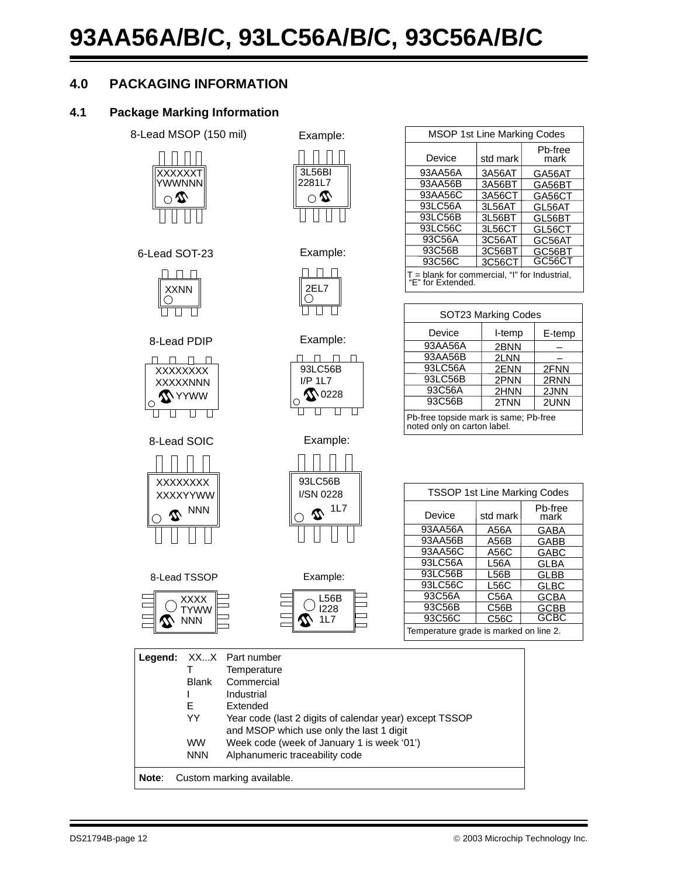## 4.0 PACKAGING INFORMATION

### 4.1 Package Marking Information

**8-Lead MSOP (150 mil)**

```
XXXXXXT
YWWNNN
```

Example:

```
3L56BI
2281L7
```

**6-Lead SOT-23**

```
XXNN
```

Example:

```
2EL7
```

**8-Lead PDIP**

```
XXXXXXXX
XXXXXNNN
YYWW
```

Example:

```
93LC56B
I/P 1L7
0228
```

**8-Lead SOIC**

```
XXXXXXXX
XXXXYYWW
NNN
```

Example:

```
93LC56B
I/SN 0228
1L7
```

**8-Lead TSSOP**

```
XXXX
TYWW
NNN
```

Example:

```
L56B
I228
1L7
```

| MSOP 1st Line Marking Codes | | |
|---|---|---|
| Device | std mark | Pb-free mark |
| 93AA56A | 3A56AT | GA56AT |
| 93AA56B | 3A56BT | GA56BT |
| 93AA56C | 3A56CT | GA56CT |
| 93LC56A | 3L56AT | GL56AT |
| 93LC56B | 3L56BT | GL56BT |
| 93LC56C | 3L56CT | GL56CT |
| 93C56A | 3C56AT | GC56AT |
| 93C56B | 3C56BT | GC56BT |
| 93C56C | 3C56CT | GC56CT |

T = blank for commercial, “I” for Industrial, “E” for Extended.

| SOT23 Marking Codes | | |
|---|---|---|
| Device | I-temp | E-temp |
| 93AA56A | 2BNN | – |
| 93AA56B | 2LNN | – |
| 93LC56A | 2ENN | 2FNN |
| 93LC56B | 2PNN | 2RNN |
| 93C56A | 2HNN | 2JNN |
| 93C56B | 2TNN | 2UNN |

Pb-free topside mark is same; Pb-free noted only on carton label.

| TSSOP 1st Line Marking Codes | | |
|---|---|---|
| Device | std mark | Pb-free mark |
| 93AA56A | A56A | GABA |
| 93AA56B | A56B | GABB |
| 93AA56C | A56C | GABC |
| 93LC56A | L56A | GLBA |
| 93LC56B | L56B | GLBB |
| 93LC56C | L56C | GLBC |
| 93C56A | C56A | GCBA |
| 93C56B | C56B | GCBB |
| 93C56C | C56C | GCBC |

Temperature grade is marked on line 2.

**Legend:**

| | |
|---|---|
| XX...X | Part number |
| T | Temperature |
| Blank | Commercial |
| I | Industrial |
| E | Extended |
| YY | Year code (last 2 digits of calendar year) except TSSOP and MSOP which use only the last 1 digit |
| WW | Week code (week of January 1 is week ‘01’) |
| NNN | Alphanumeric traceability code |

**Note**: Custom marking available.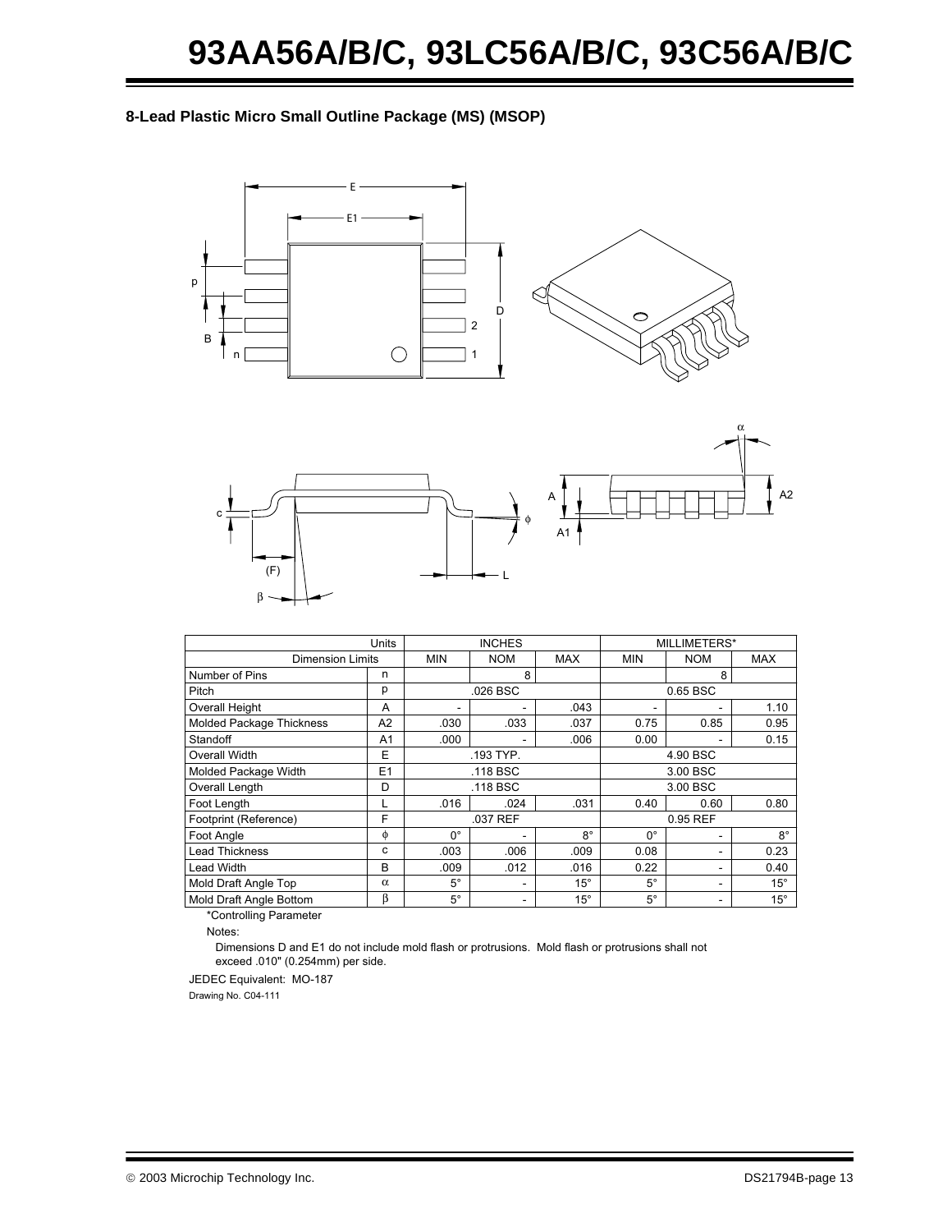### 8-Lead Plastic Micro Small Outline Package (MS) (MSOP)

| Units | | INCHES | | | MILLIMETERS* | | |
|---|---|---|---|---|---|---|---|
| Dimension Limits | | MIN | NOM | MAX | MIN | NOM | MAX |
| Number of Pins | n | | 8 | | | 8 | |
| Pitch | p | | .026 BSC | | | 0.65 BSC | |
| Overall Height | A | - | - | .043 | - | - | 1.10 |
| Molded Package Thickness | A2 | .030 | .033 | .037 | 0.75 | 0.85 | 0.95 |
| Standoff | A1 | .000 | - | .006 | 0.00 | - | 0.15 |
| Overall Width | E | | .193 TYP. | | | 4.90 BSC | |
| Molded Package Width | E1 | | .118 BSC | | | 3.00 BSC | |
| Overall Length | D | | .118 BSC | | | 3.00 BSC | |
| Foot Length | L | .016 | .024 | .031 | 0.40 | 0.60 | 0.80 |
| Footprint (Reference) | F | | .037 REF | | | 0.95 REF | |
| Foot Angle | $\phi$ | 0° | - | 8° | 0° | - | 8° |
| Lead Thickness | c | .003 | .006 | .009 | 0.08 | - | 0.23 |
| Lead Width | B | .009 | .012 | .016 | 0.22 | - | 0.40 |
| Mold Draft Angle Top | $\alpha$ | 5° | - | 15° | 5° | - | 15° |
| Mold Draft Angle Bottom | $\beta$ | 5° | - | 15° | 5° | - | 15° |

*Controlling Parameter

Notes:

Dimensions D and E1 do not include mold flash or protrusions. Mold flash or protrusions shall not exceed .010" (0.254mm) per side.

JEDEC Equivalent: MO-187

Drawing No. C04-111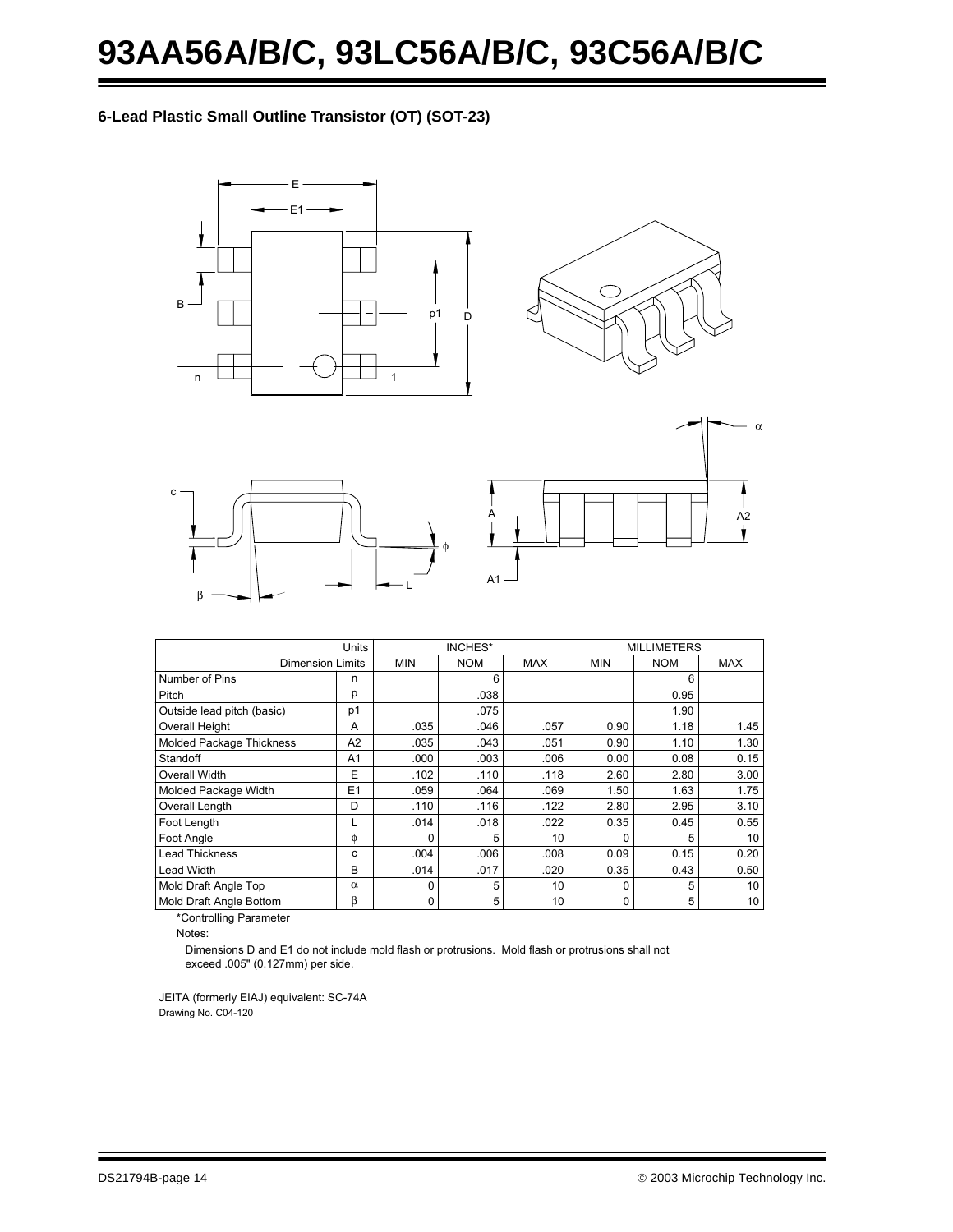### 6-Lead Plastic Small Outline Transistor (OT) (SOT-23)

| Units | | INCHES* | | | MILLIMETERS | | |
|---|---|---|---|---|---|---|---|
| Dimension Limits | | MIN | NOM | MAX | MIN | NOM | MAX |
| Number of Pins | n | | 6 | | | 6 | |
| Pitch | p | | .038 | | | 0.95 | |
| Outside lead pitch (basic) | p1 | | .075 | | | 1.90 | |
| Overall Height | A | .035 | .046 | .057 | 0.90 | 1.18 | 1.45 |
| Molded Package Thickness | A2 | .035 | .043 | .051 | 0.90 | 1.10 | 1.30 |
| Standoff | A1 | .000 | .003 | .006 | 0.00 | 0.08 | 0.15 |
| Overall Width | E | .102 | .110 | .118 | 2.60 | 2.80 | 3.00 |
| Molded Package Width | E1 | .059 | .064 | .069 | 1.50 | 1.63 | 1.75 |
| Overall Length | D | .110 | .116 | .122 | 2.80 | 2.95 | 3.10 |
| Foot Length | L | .014 | .018 | .022 | 0.35 | 0.45 | 0.55 |
| Foot Angle | $\phi$ | 0 | 5 | 10 | 0 | 5 | 10 |
| Lead Thickness | c | .004 | .006 | .008 | 0.09 | 0.15 | 0.20 |
| Lead Width | B | .014 | .017 | .020 | 0.35 | 0.43 | 0.50 |
| Mold Draft Angle Top | $\alpha$ | 0 | 5 | 10 | 0 | 5 | 10 |
| Mold Draft Angle Bottom | $\beta$ | 0 | 5 | 10 | 0 | 5 | 10 |

*Controlling Parameter

Notes:

Dimensions D and E1 do not include mold flash or protrusions. Mold flash or protrusions shall not exceed .005" (0.127mm) per side.

JEITA (formerly EIAJ) equivalent: SC-74A

Drawing No. C04-120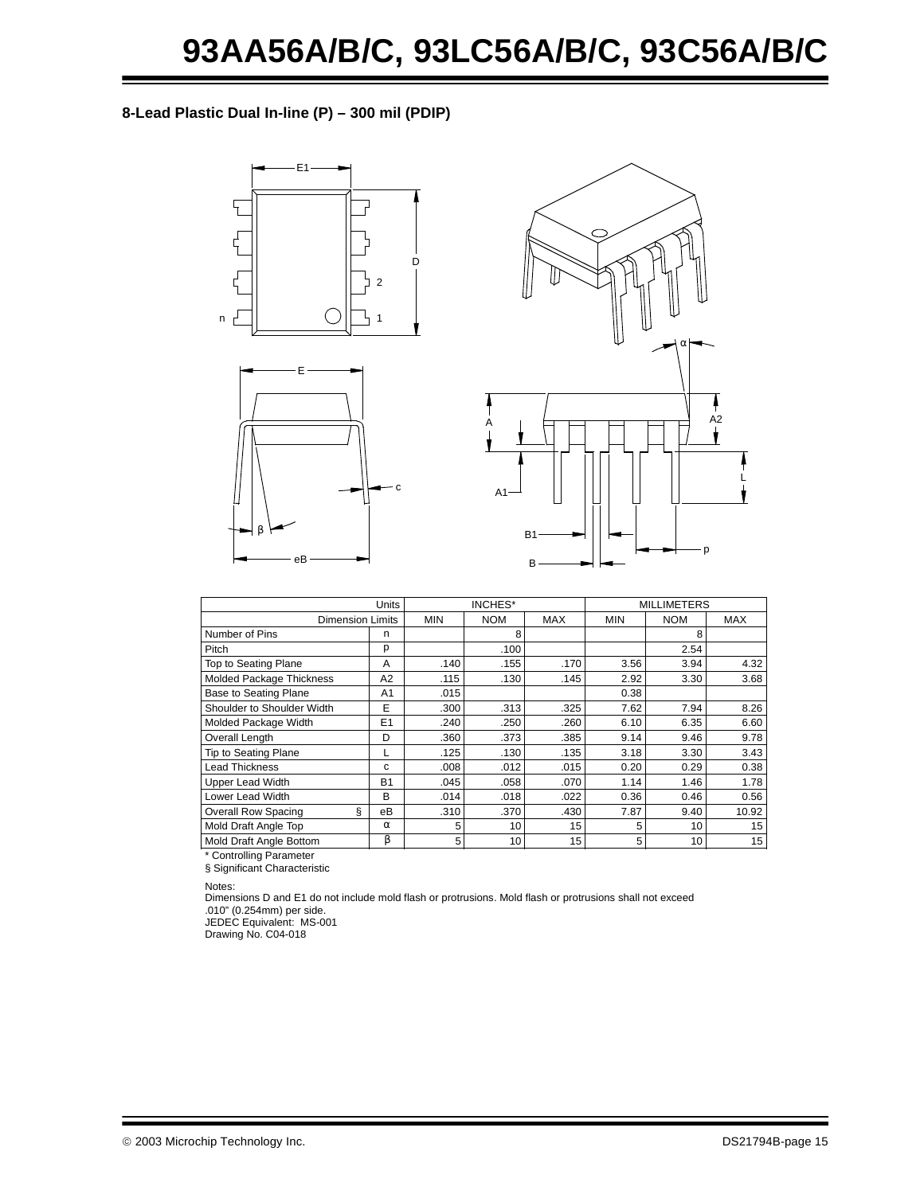## 8-Lead Plastic Dual In-line (P) – 300 mil (PDIP)

| Units | | INCHES* | | | MILLIMETERS | | |
|---|---|---|---|---|---|---|---|
| Dimension Limits | | MIN | NOM | MAX | MIN | NOM | MAX |
| Number of Pins | n | | 8 | | | 8 | |
| Pitch | p | | .100 | | | 2.54 | |
| Top to Seating Plane | A | .140 | .155 | .170 | 3.56 | 3.94 | 4.32 |
| Molded Package Thickness | A2 | .115 | .130 | .145 | 2.92 | 3.30 | 3.68 |
| Base to Seating Plane | A1 | .015 | | | 0.38 | | |
| Shoulder to Shoulder Width | E | .300 | .313 | .325 | 7.62 | 7.94 | 8.26 |
| Molded Package Width | E1 | .240 | .250 | .260 | 6.10 | 6.35 | 6.60 |
| Overall Length | D | .360 | .373 | .385 | 9.14 | 9.46 | 9.78 |
| Tip to Seating Plane | L | .125 | .130 | .135 | 3.18 | 3.30 | 3.43 |
| Lead Thickness | c | .008 | .012 | .015 | 0.20 | 0.29 | 0.38 |
| Upper Lead Width | B1 | .045 | .058 | .070 | 1.14 | 1.46 | 1.78 |
| Lower Lead Width | B | .014 | .018 | .022 | 0.36 | 0.46 | 0.56 |
| Overall Row Spacing § | eB | .310 | .370 | .430 | 7.87 | 9.40 | 10.92 |
| Mold Draft Angle Top | α | 5 | 10 | 15 | 5 | 10 | 15 |
| Mold Draft Angle Bottom | β | 5 | 10 | 15 | 5 | 10 | 15 |

* Controlling Parameter

§ Significant Characteristic

Notes:

Dimensions D and E1 do not include mold flash or protrusions. Mold flash or protrusions shall not exceed .010" (0.254mm) per side.

JEDEC Equivalent: MS-001

Drawing No. C04-018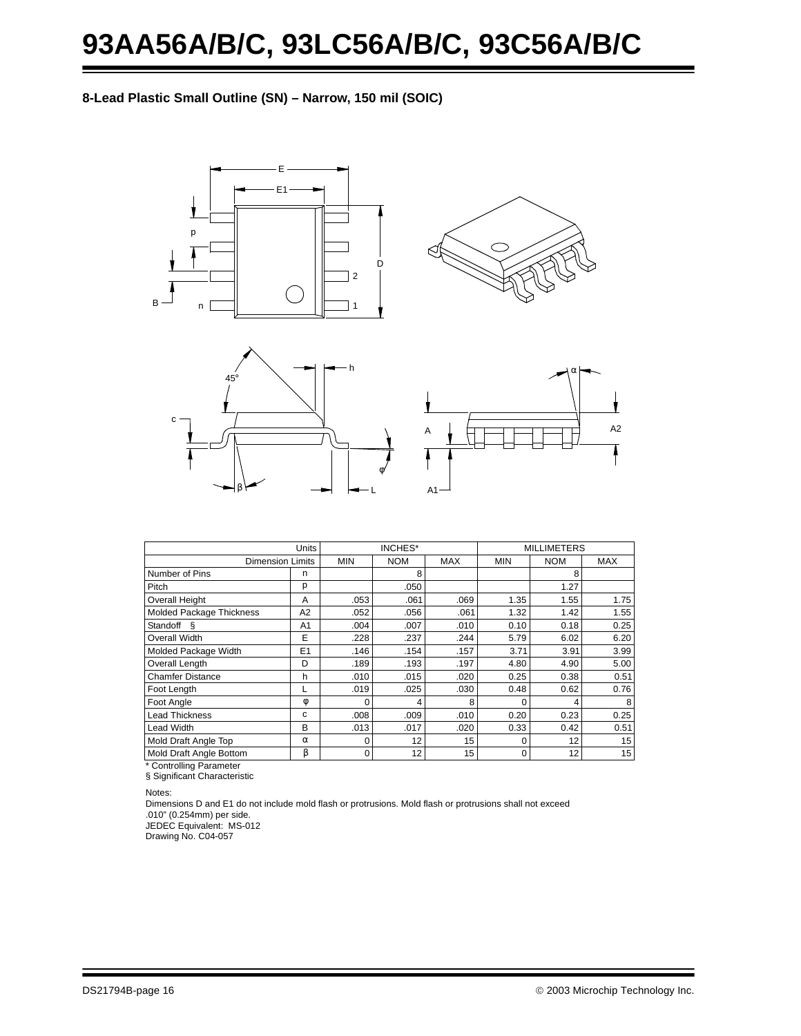## 8-Lead Plastic Small Outline (SN) – Narrow, 150 mil (SOIC)

| Units | | INCHES* | | | MILLIMETERS | | |
|---|---|---|---|---|---|---|---|
| Dimension Limits | | MIN | NOM | MAX | MIN | NOM | MAX |
| Number of Pins | n | | 8 | | | 8 | |
| Pitch | p | | .050 | | | 1.27 | |
| Overall Height | A | .053 | .061 | .069 | 1.35 | 1.55 | 1.75 |
| Molded Package Thickness | A2 | .052 | .056 | .061 | 1.32 | 1.42 | 1.55 |
| Standoff § | A1 | .004 | .007 | .010 | 0.10 | 0.18 | 0.25 |
| Overall Width | E | .228 | .237 | .244 | 5.79 | 6.02 | 6.20 |
| Molded Package Width | E1 | .146 | .154 | .157 | 3.71 | 3.91 | 3.99 |
| Overall Length | D | .189 | .193 | .197 | 4.80 | 4.90 | 5.00 |
| Chamfer Distance | h | .010 | .015 | .020 | 0.25 | 0.38 | 0.51 |
| Foot Length | L | .019 | .025 | .030 | 0.48 | 0.62 | 0.76 |
| Foot Angle | φ | 0 | 4 | 8 | 0 | 4 | 8 |
| Lead Thickness | c | .008 | .009 | .010 | 0.20 | 0.23 | 0.25 |
| Lead Width | B | .013 | .017 | .020 | 0.33 | 0.42 | 0.51 |
| Mold Draft Angle Top | α | 0 | 12 | 15 | 0 | 12 | 15 |
| Mold Draft Angle Bottom | β | 0 | 12 | 15 | 0 | 12 | 15 |

\* Controlling Parameter

§ Significant Characteristic

Notes:

Dimensions D and E1 do not include mold flash or protrusions. Mold flash or protrusions shall not exceed .010" (0.254mm) per side.

JEDEC Equivalent: MS-012

Drawing No. C04-057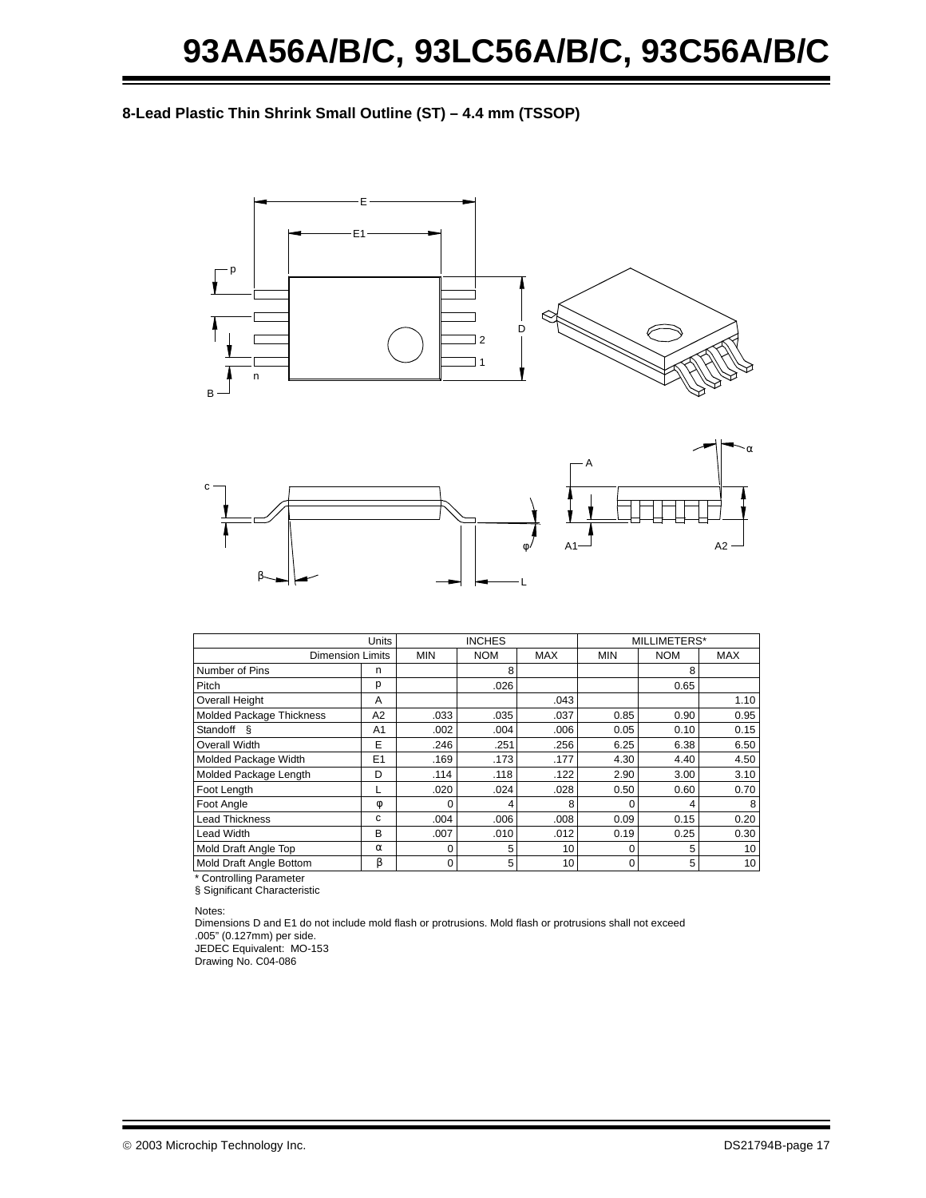## 8-Lead Plastic Thin Shrink Small Outline (ST) – 4.4 mm (TSSOP)

| Units | | INCHES | | | MILLIMETERS* | | |
|---|---|---|---|---|---|---|---|
| Dimension Limits | | MIN | NOM | MAX | MIN | NOM | MAX |
| Number of Pins | n | | 8 | | | 8 | |
| Pitch | p | | .026 | | | 0.65 | |
| Overall Height | A | | | .043 | | | 1.10 |
| Molded Package Thickness | A2 | .033 | .035 | .037 | 0.85 | 0.90 | 0.95 |
| Standoff § | A1 | .002 | .004 | .006 | 0.05 | 0.10 | 0.15 |
| Overall Width | E | .246 | .251 | .256 | 6.25 | 6.38 | 6.50 |
| Molded Package Width | E1 | .169 | .173 | .177 | 4.30 | 4.40 | 4.50 |
| Molded Package Length | D | .114 | .118 | .122 | 2.90 | 3.00 | 3.10 |
| Foot Length | L | .020 | .024 | .028 | 0.50 | 0.60 | 0.70 |
| Foot Angle | φ | 0 | 4 | 8 | 0 | 4 | 8 |
| Lead Thickness | c | .004 | .006 | .008 | 0.09 | 0.15 | 0.20 |
| Lead Width | B | .007 | .010 | .012 | 0.19 | 0.25 | 0.30 |
| Mold Draft Angle Top | α | 0 | 5 | 10 | 0 | 5 | 10 |
| Mold Draft Angle Bottom | β | 0 | 5 | 10 | 0 | 5 | 10 |

\* Controlling Parameter

§ Significant Characteristic

Notes:

Dimensions D and E1 do not include mold flash or protrusions. Mold flash or protrusions shall not exceed .005" (0.127mm) per side.

JEDEC Equivalent: MO-153

Drawing No. C04-086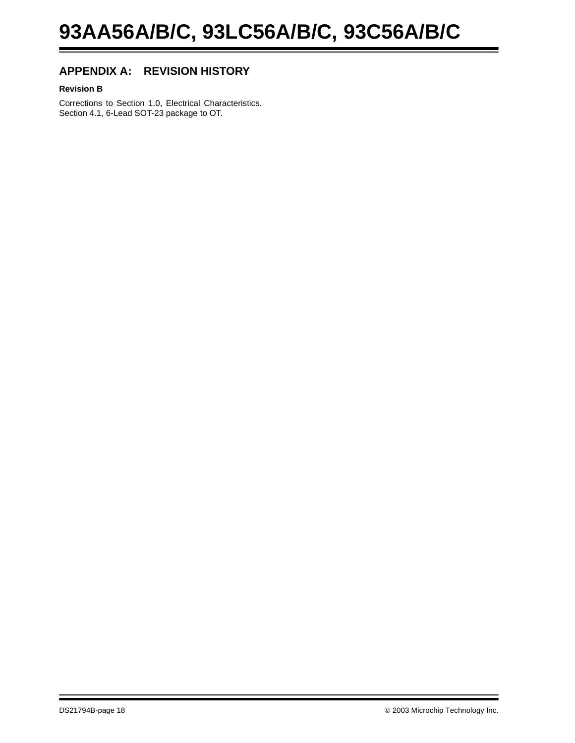## APPENDIX A: REVISION HISTORY

**Revision B**

Corrections to Section 1.0, Electrical Characteristics.
Section 4.1, 6-Lead SOT-23 package to OT.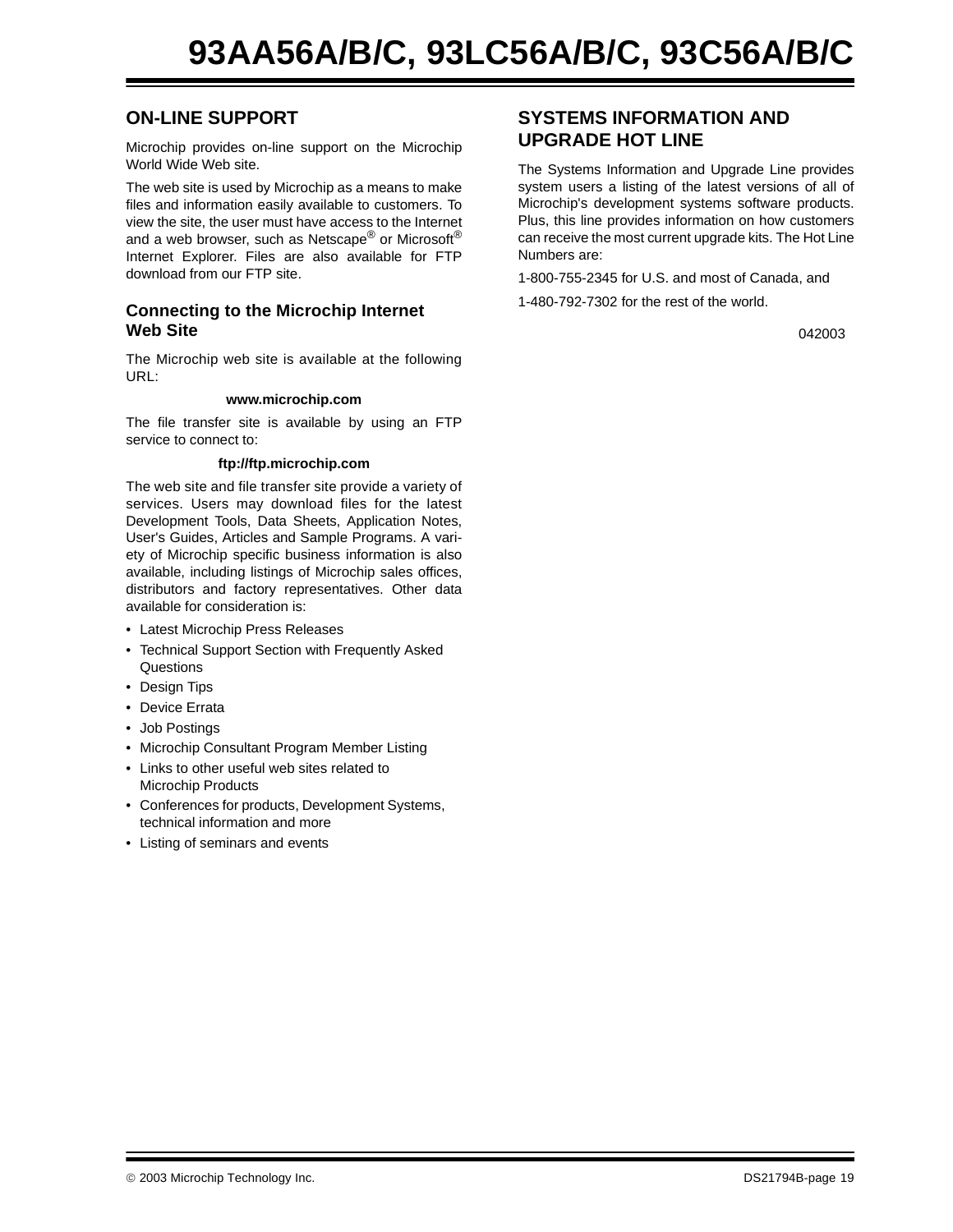## ON-LINE SUPPORT

Microchip provides on-line support on the Microchip World Wide Web site.

The web site is used by Microchip as a means to make files and information easily available to customers. To view the site, the user must have access to the Internet and a web browser, such as Netscape® or Microsoft® Internet Explorer. Files are also available for FTP download from our FTP site.

### Connecting to the Microchip Internet Web Site

The Microchip web site is available at the following URL:

**www.microchip.com**

The file transfer site is available by using an FTP service to connect to:

**ftp://ftp.microchip.com**

The web site and file transfer site provide a variety of services. Users may download files for the latest Development Tools, Data Sheets, Application Notes, User's Guides, Articles and Sample Programs. A variety of Microchip specific business information is also available, including listings of Microchip sales offices, distributors and factory representatives. Other data available for consideration is:

- Latest Microchip Press Releases
- Technical Support Section with Frequently Asked Questions
- Design Tips
- Device Errata
- Job Postings
- Microchip Consultant Program Member Listing
- Links to other useful web sites related to Microchip Products
- Conferences for products, Development Systems, technical information and more
- Listing of seminars and events

## SYSTEMS INFORMATION AND UPGRADE HOT LINE

The Systems Information and Upgrade Line provides system users a listing of the latest versions of all of Microchip's development systems software products. Plus, this line provides information on how customers can receive the most current upgrade kits. The Hot Line Numbers are:

1-800-755-2345 for U.S. and most of Canada, and

1-480-792-7302 for the rest of the world.

042003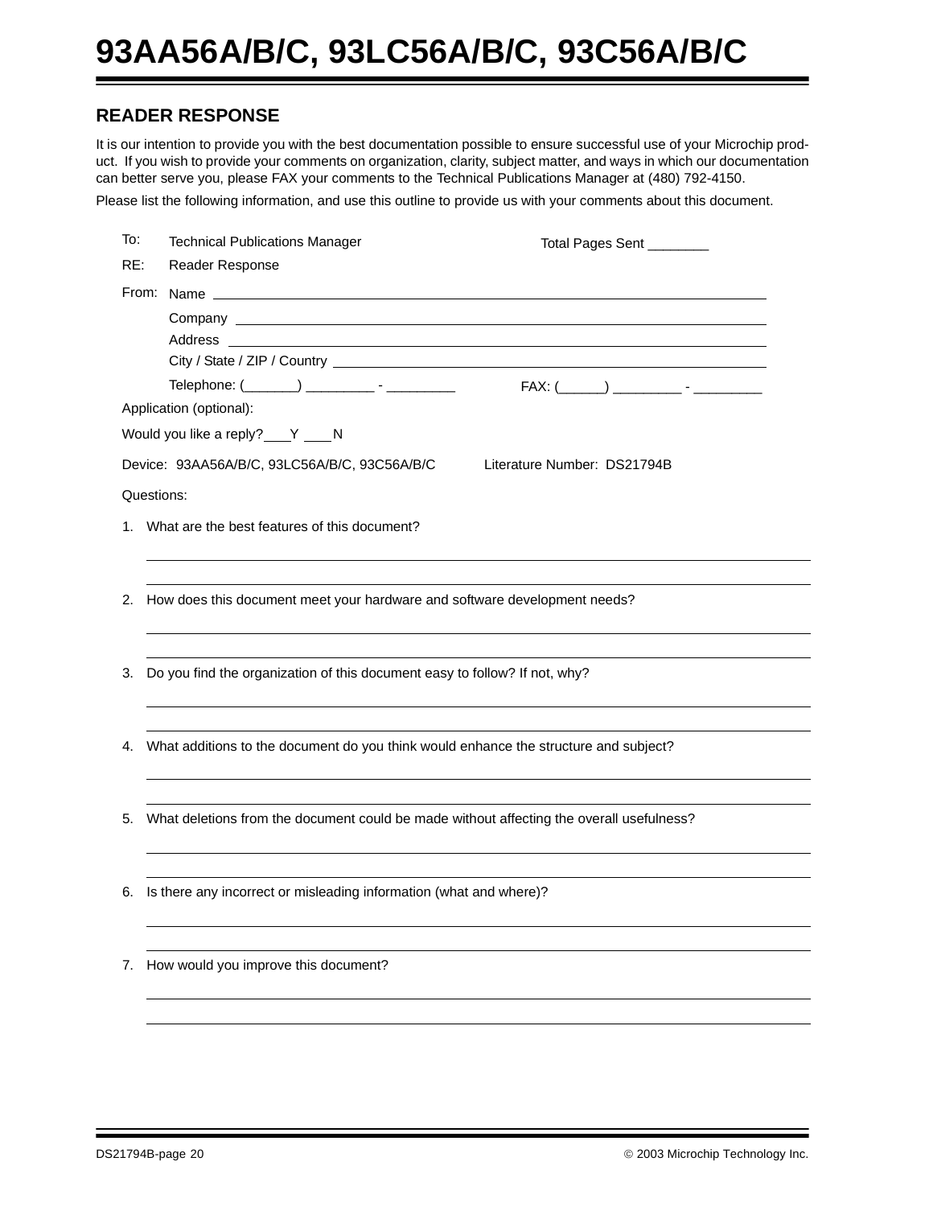## READER RESPONSE

It is our intention to provide you with the best documentation possible to ensure successful use of your Microchip product. If you wish to provide your comments on organization, clarity, subject matter, and ways in which our documentation can better serve you, please FAX your comments to the Technical Publications Manager at (480) 792-4150.

Please list the following information, and use this outline to provide us with your comments about this document.

To: Technical Publications Manager  Total Pages Sent ________

RE: Reader Response

From: Name ______________________________

Company ______________________________

Address ______________________________

City / State / ZIP / Country ______________________________

Telephone: (_______) _________ - _________  FAX: (______) _________ - _________

Application (optional):

Would you like a reply? ___Y ___N

Device: 93AA56A/B/C, 93LC56A/B/C, 93C56A/B/C  Literature Number: DS21794B

Questions:

1. What are the best features of this document?

______________________________

______________________________

2. How does this document meet your hardware and software development needs?

______________________________

______________________________

3. Do you find the organization of this document easy to follow? If not, why?

______________________________

______________________________

4. What additions to the document do you think would enhance the structure and subject?

______________________________

______________________________

5. What deletions from the document could be made without affecting the overall usefulness?

______________________________

______________________________

6. Is there any incorrect or misleading information (what and where)?

______________________________

______________________________

7. How would you improve this document?

______________________________

______________________________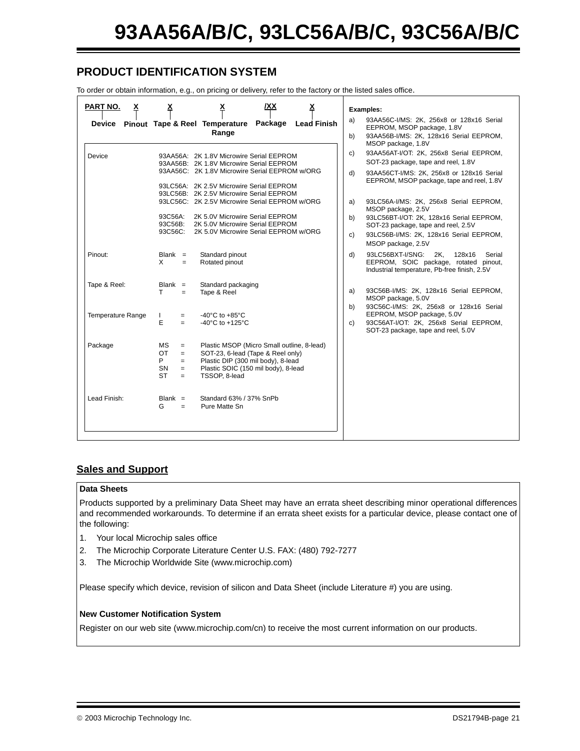## PRODUCT IDENTIFICATION SYSTEM

To order or obtain information, e.g., on pricing or delivery, refer to the factory or the listed sales office.

| PART NO. | X | X | X | /XX | X |
|---|---|---|---|---|---|
| Device | Pinout | Tape & Reel | Temperature Range | Package | Lead Finish |

| Field | Code | Description |
|---|---|---|
| Device | 93AA56A: | 2K 1.8V Microwire Serial EEPROM |
| | 93AA56B: | 2K 1.8V Microwire Serial EEPROM |
| | 93AA56C: | 2K 1.8V Microwire Serial EEPROM w/ORG |
| | 93LC56A: | 2K 2.5V Microwire Serial EEPROM |
| | 93LC56B: | 2K 2.5V Microwire Serial EEPROM |
| | 93LC56C: | 2K 2.5V Microwire Serial EEPROM w/ORG |
| | 93C56A: | 2K 5.0V Microwire Serial EEPROM |
| | 93C56B: | 2K 5.0V Microwire Serial EEPROM |
| | 93C56C: | 2K 5.0V Microwire Serial EEPROM w/ORG |
| Pinout: | Blank = | Standard pinout |
| | X = | Rotated pinout |
| Tape & Reel: | Blank = | Standard packaging |
| | T = | Tape & Reel |
| Temperature Range | I = | -40°C to +85°C |
| | E = | -40°C to +125°C |
| Package | MS = | Plastic MSOP (Micro Small outline, 8-lead) |
| | OT = | SOT-23, 6-lead (Tape & Reel only) |
| | P = | Plastic DIP (300 mil body), 8-lead |
| | SN = | Plastic SOIC (150 mil body), 8-lead |
| | ST = | TSSOP, 8-lead |
| Lead Finish: | Blank = | Standard 63% / 37% SnPb |
| | G = | Pure Matte Sn |

**Examples:**

a) 93AA56C-I/MS: 2K, 256x8 or 128x16 Serial EEPROM, MSOP package, 1.8V
b) 93AA56B-I/MS: 2K, 128x16 Serial EEPROM, MSOP package, 1.8V
c) 93AA56AT-I/OT: 2K, 256x8 Serial EEPROM, SOT-23 package, tape and reel, 1.8V
d) 93AA56CT-I/MS: 2K, 256x8 or 128x16 Serial EEPROM, MSOP package, tape and reel, 1.8V

a) 93LC56A-I/MS: 2K, 256x8 Serial EEPROM, MSOP package, 2.5V
b) 93LC56BT-I/OT: 2K, 128x16 Serial EEPROM, SOT-23 package, tape and reel, 2.5V
c) 93LC56B-I/MS: 2K, 128x16 Serial EEPROM, MSOP package, 2.5V
d) 93LC56BXT-I/SNG: 2K, 128x16 Serial EEPROM, SOIC package, rotated pinout, Industrial temperature, Pb-free finish, 2.5V

a) 93C56B-I/MS: 2K, 128x16 Serial EEPROM, MSOP package, 5.0V
b) 93C56C-I/MS: 2K, 256x8 or 128x16 Serial EEPROM, MSOP package, 5.0V
c) 93C56AT-I/OT: 2K, 256x8 Serial EEPROM, SOT-23 package, tape and reel, 5.0V

## Sales and Support

**Data Sheets**

Products supported by a preliminary Data Sheet may have an errata sheet describing minor operational differences and recommended workarounds. To determine if an errata sheet exists for a particular device, please contact one of the following:

1. Your local Microchip sales office
2. The Microchip Corporate Literature Center U.S. FAX: (480) 792-7277
3. The Microchip Worldwide Site (www.microchip.com)

Please specify which device, revision of silicon and Data Sheet (include Literature #) you are using.

**New Customer Notification System**

Register on our web site (www.microchip.com/cn) to receive the most current information on our products.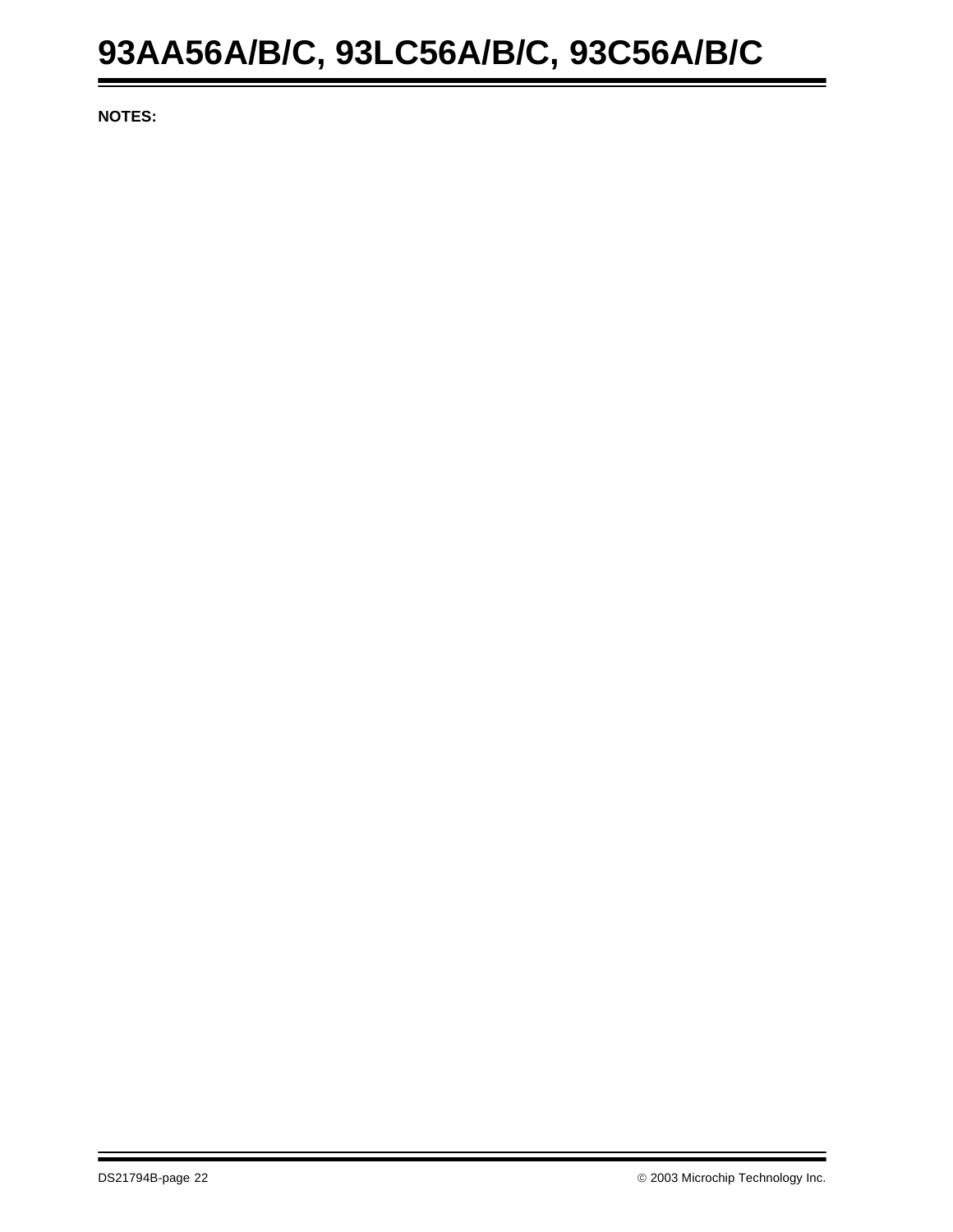**NOTES:**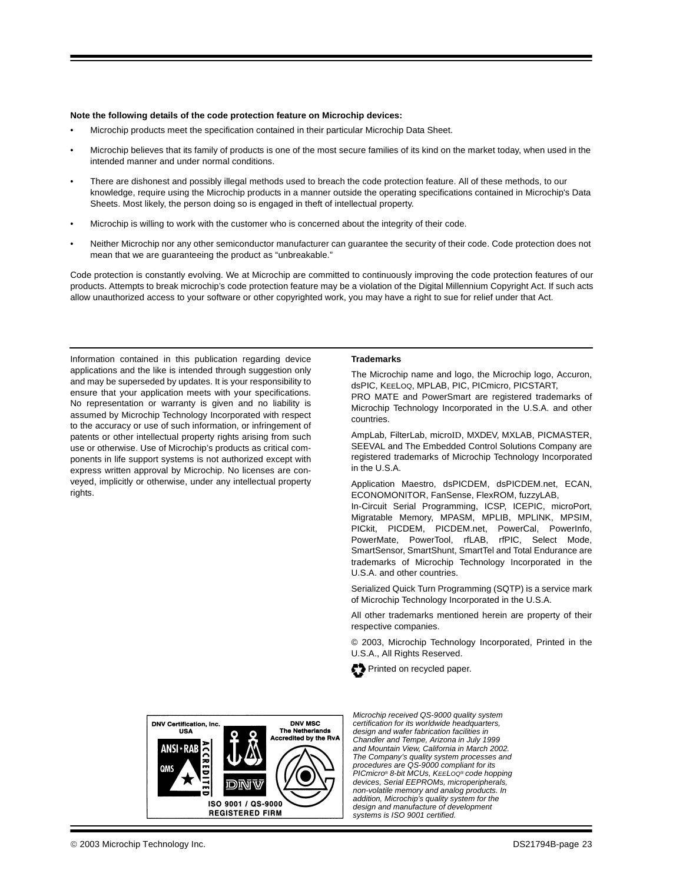**Note the following details of the code protection feature on Microchip devices:**

- Microchip products meet the specification contained in their particular Microchip Data Sheet.
- Microchip believes that its family of products is one of the most secure families of its kind on the market today, when used in the intended manner and under normal conditions.
- There are dishonest and possibly illegal methods used to breach the code protection feature. All of these methods, to our knowledge, require using the Microchip products in a manner outside the operating specifications contained in Microchip's Data Sheets. Most likely, the person doing so is engaged in theft of intellectual property.
- Microchip is willing to work with the customer who is concerned about the integrity of their code.
- Neither Microchip nor any other semiconductor manufacturer can guarantee the security of their code. Code protection does not mean that we are guaranteeing the product as “unbreakable.”

Code protection is constantly evolving. We at Microchip are committed to continuously improving the code protection features of our products. Attempts to break microchip’s code protection feature may be a violation of the Digital Millennium Copyright Act. If such acts allow unauthorized access to your software or other copyrighted work, you may have a right to sue for relief under that Act.

---

Information contained in this publication regarding device applications and the like is intended through suggestion only and may be superseded by updates. It is your responsibility to ensure that your application meets with your specifications. No representation or warranty is given and no liability is assumed by Microchip Technology Incorporated with respect to the accuracy or use of such information, or infringement of patents or other intellectual property rights arising from such use or otherwise. Use of Microchip’s products as critical components in life support systems is not authorized except with express written approval by Microchip. No licenses are conveyed, implicitly or otherwise, under any intellectual property rights.

**Trademarks**

The Microchip name and logo, the Microchip logo, Accuron, dsPIC, KEELOQ, MPLAB, PIC, PICmicro, PICSTART, PRO MATE and PowerSmart are registered trademarks of Microchip Technology Incorporated in the U.S.A. and other countries.

AmpLab, FilterLab, microID, MXDEV, MXLAB, PICMASTER, SEEVAL and The Embedded Control Solutions Company are registered trademarks of Microchip Technology Incorporated in the U.S.A.

Application Maestro, dsPICDEM, dsPICDEM.net, ECAN, ECONOMONITOR, FanSense, FlexROM, fuzzyLAB, In-Circuit Serial Programming, ICSP, ICEPIC, microPort, Migratable Memory, MPASM, MPLIB, MPLINK, MPSIM, PICkit, PICDEM, PICDEM.net, PowerCal, PowerInfo, PowerMate, PowerTool, rfLAB, rfPIC, Select Mode, SmartSensor, SmartShunt, SmartTel and Total Endurance are trademarks of Microchip Technology Incorporated in the U.S.A. and other countries.

Serialized Quick Turn Programming (SQTP) is a service mark of Microchip Technology Incorporated in the U.S.A.

All other trademarks mentioned herein are property of their respective companies.

© 2003, Microchip Technology Incorporated, Printed in the U.S.A., All Rights Reserved.

Printed on recycled paper.

DNV Certification, Inc. USA — ANSI-RAB QMS ACCREDITED — DNV — DNV MSC The Netherlands Accredited by the RvA — ISO 9001 / QS-9000 REGISTERED FIRM

*Microchip received QS-9000 quality system certification for its worldwide headquarters, design and wafer fabrication facilities in Chandler and Tempe, Arizona in July 1999 and Mountain View, California in March 2002. The Company’s quality system processes and procedures are QS-9000 compliant for its PICmicro® 8-bit MCUs, KEELOQ® code hopping devices, Serial EEPROMs, microperipherals, non-volatile memory and analog products. In addition, Microchip’s quality system for the design and manufacture of development systems is ISO 9001 certified.*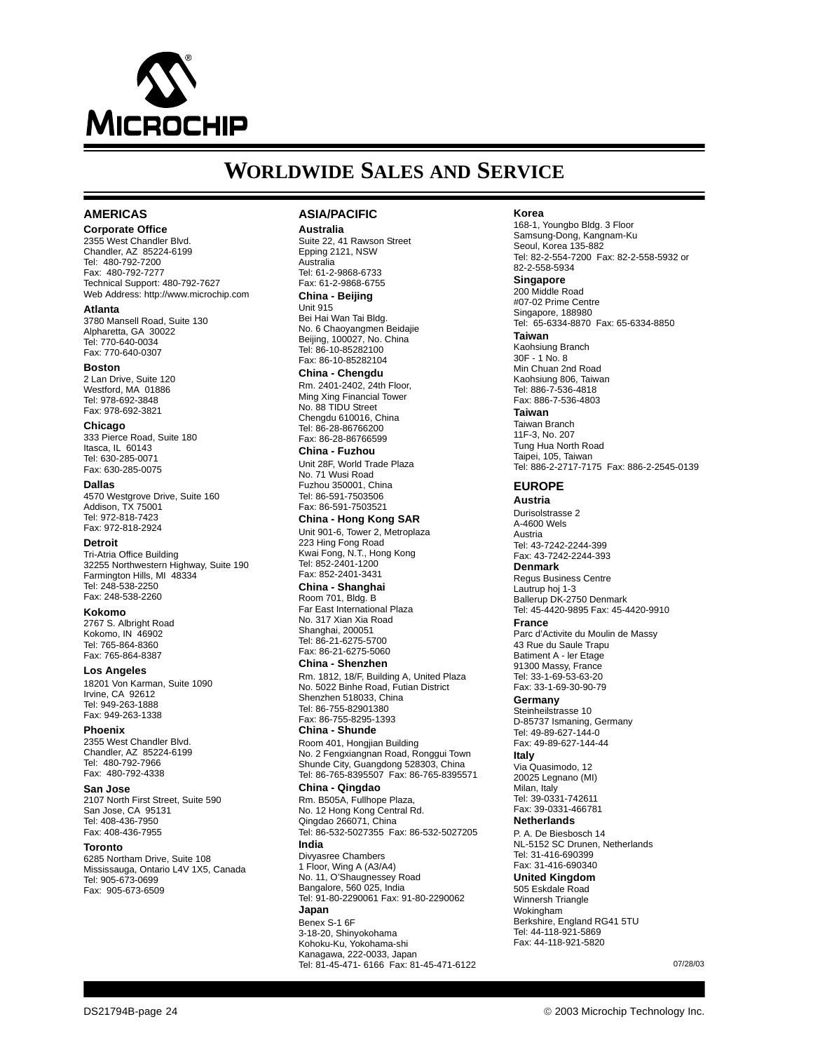MICROCHIP

# WORLDWIDE SALES AND SERVICE

## AMERICAS

**Corporate Office**
2355 West Chandler Blvd.
Chandler, AZ 85224-6199
Tel: 480-792-7200
Fax: 480-792-7277
Technical Support: 480-792-7627
Web Address: http://www.microchip.com

**Atlanta**
3780 Mansell Road, Suite 130
Alpharetta, GA 30022
Tel: 770-640-0034
Fax: 770-640-0307

**Boston**
2 Lan Drive, Suite 120
Westford, MA 01886
Tel: 978-692-3848
Fax: 978-692-3821

**Chicago**
333 Pierce Road, Suite 180
Itasca, IL 60143
Tel: 630-285-0071
Fax: 630-285-0075

**Dallas**
4570 Westgrove Drive, Suite 160
Addison, TX 75001
Tel: 972-818-7423
Fax: 972-818-2924

**Detroit**
Tri-Atria Office Building
32255 Northwestern Highway, Suite 190
Farmington Hills, MI 48334
Tel: 248-538-2250
Fax: 248-538-2260

**Kokomo**
2767 S. Albright Road
Kokomo, IN 46902
Tel: 765-864-8360
Fax: 765-864-8387

**Los Angeles**
18201 Von Karman, Suite 1090
Irvine, CA 92612
Tel: 949-263-1888
Fax: 949-263-1338

**Phoenix**
2355 West Chandler Blvd.
Chandler, AZ 85224-6199
Tel: 480-792-7966
Fax: 480-792-4338

**San Jose**
2107 North First Street, Suite 590
San Jose, CA 95131
Tel: 408-436-7950
Fax: 408-436-7955

**Toronto**
6285 Northam Drive, Suite 108
Mississauga, Ontario L4V 1X5, Canada
Tel: 905-673-0699
Fax: 905-673-6509

## ASIA/PACIFIC

**Australia**
Suite 22, 41 Rawson Street
Epping 2121, NSW
Australia
Tel: 61-2-9868-6733
Fax: 61-2-9868-6755

**China - Beijing**
Unit 915
Bei Hai Wan Tai Bldg.
No. 6 Chaoyangmen Beidajie
Beijing, 100027, No. China
Tel: 86-10-85282100
Fax: 86-10-85282104

**China - Chengdu**
Rm. 2401-2402, 24th Floor,
Ming Xing Financial Tower
No. 88 TIDU Street
Chengdu 610016, China
Tel: 86-28-86766200
Fax: 86-28-86766599

**China - Fuzhou**
Unit 28F, World Trade Plaza
No. 71 Wusi Road
Fuzhou 350001, China
Tel: 86-591-7503506
Fax: 86-591-7503521

**China - Hong Kong SAR**
Unit 901-6, Tower 2, Metroplaza
223 Hing Fong Road
Kwai Fong, N.T., Hong Kong
Tel: 852-2401-1200
Fax: 852-2401-3431

**China - Shanghai**
Room 701, Bldg. B
Far East International Plaza
No. 317 Xian Xia Road
Shanghai, 200051
Tel: 86-21-6275-5700
Fax: 86-21-6275-5060

**China - Shenzhen**
Rm. 1812, 18/F, Building A, United Plaza
No. 5022 Binhe Road, Futian District
Shenzhen 518033, China
Tel: 86-755-82901380
Fax: 86-755-8295-1393

**China - Shunde**
Room 401, Hongjian Building
No. 2 Fengxiangnan Road, Ronggui Town
Shunde City, Guangdong 528303, China
Tel: 86-765-8395507 Fax: 86-765-8395571

**China - Qingdao**
Rm. B505A, Fullhope Plaza,
No. 12 Hong Kong Central Rd.
Qingdao 266071, China
Tel: 86-532-5027355 Fax: 86-532-5027205

**India**
Divyasree Chambers
1 Floor, Wing A (A3/A4)
No. 11, O'Shaugnessey Road
Bangalore, 560 025, India
Tel: 91-80-2290061 Fax: 91-80-2290062

**Japan**
Benex S-1 6F
3-18-20, Shinyokohama
Kohoku-Ku, Yokohama-shi
Kanagawa, 222-0033, Japan
Tel: 81-45-471- 6166 Fax: 81-45-471-6122

**Korea**
168-1, Youngbo Bldg. 3 Floor
Samsung-Dong, Kangnam-Ku
Seoul, Korea 135-882
Tel: 82-2-554-7200 Fax: 82-2-558-5932 or 82-2-558-5934

**Singapore**
200 Middle Road
#07-02 Prime Centre
Singapore, 188980
Tel: 65-6334-8870 Fax: 65-6334-8850

**Taiwan**
Kaohsiung Branch
30F - 1 No. 8
Min Chuan 2nd Road
Kaohsiung 806, Taiwan
Tel: 886-7-536-4818
Fax: 886-7-536-4803

**Taiwan**
Taiwan Branch
11F-3, No. 207
Tung Hua North Road
Taipei, 105, Taiwan
Tel: 886-2-2717-7175 Fax: 886-2-2545-0139

## EUROPE

**Austria**
Durisolstrasse 2
A-4600 Wels
Austria
Tel: 43-7242-2244-399
Fax: 43-7242-2244-393

**Denmark**
Regus Business Centre
Lautrup hoj 1-3
Ballerup DK-2750 Denmark
Tel: 45-4420-9895 Fax: 45-4420-9910

**France**
Parc d'Activite du Moulin de Massy
43 Rue du Saule Trapu
Batiment A - ler Etage
91300 Massy, France
Tel: 33-1-69-53-63-20
Fax: 33-1-69-30-90-79

**Germany**
Steinheilstrasse 10
D-85737 Ismaning, Germany
Tel: 49-89-627-144-0
Fax: 49-89-627-144-44

**Italy**
Via Quasimodo, 12
20025 Legnano (MI)
Milan, Italy
Tel: 39-0331-742611
Fax: 39-0331-466781

**Netherlands**
P. A. De Biesbosch 14
NL-5152 SC Drunen, Netherlands
Tel: 31-416-690399
Fax: 31-416-690340

**United Kingdom**
505 Eskdale Road
Winnersh Triangle
Wokingham
Berkshire, England RG41 5TU
Tel: 44-118-921-5869
Fax: 44-118-921-5820

07/28/03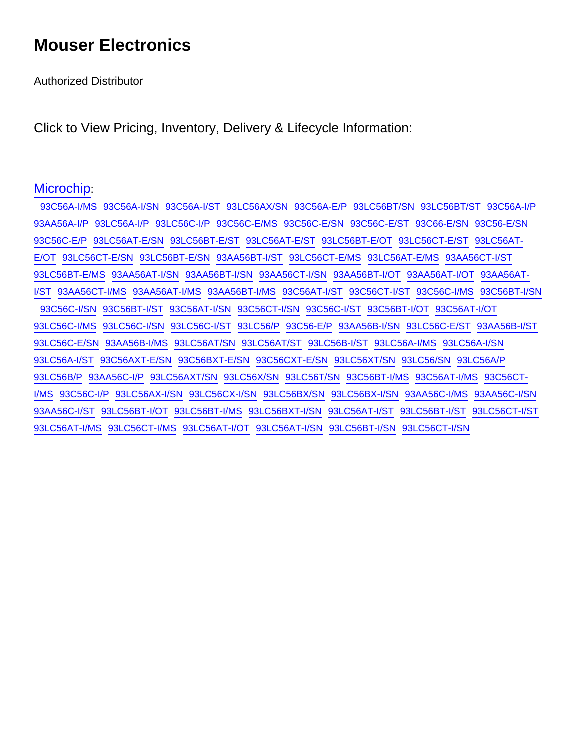# Mouser Electronics

Authorized Distributor

Click to View Pricing, Inventory, Delivery & Lifecycle Information:

Microchip:

93C56A-I/MS 93C56A-I/SN 93C56A-I/ST 93LC56AX/SN 93C56A-E/P 93LC56BT/SN 93LC56BT/ST 93C56A-I/P 93AA56A-I/P 93LC56A-I/P 93LC56C-I/P 93C56C-E/MS 93C56C-E/SN 93C56C-E/ST 93C66-E/SN 93C56-E/SN 93C56C-E/P 93LC56AT-E/SN 93LC56BT-E/ST 93LC56AT-E/ST 93LC56BT-E/OT 93LC56CT-E/ST 93LC56AT-E/OT 93LC56CT-E/SN 93LC56BT-E/SN 93AA56BT-I/ST 93LC56CT-E/MS 93LC56AT-E/MS 93AA56CT-I/ST 93LC56BT-E/MS 93AA56AT-I/SN 93AA56BT-I/SN 93AA56CT-I/SN 93AA56BT-I/OT 93AA56AT-I/OT 93AA56AT-I/ST 93AA56CT-I/MS 93AA56AT-I/MS 93AA56BT-I/MS 93C56AT-I/ST 93C56CT-I/ST 93C56C-I/MS 93C56BT-I/SN 93C56C-I/SN 93C56BT-I/ST 93C56AT-I/SN 93C56CT-I/SN 93C56C-I/ST 93C56BT-I/OT 93C56AT-I/OT 93LC56C-I/MS 93LC56C-I/SN 93LC56C-I/ST 93LC56/P 93C56-E/P 93AA56B-I/SN 93LC56C-E/ST 93AA56B-I/ST 93LC56C-E/SN 93AA56B-I/MS 93LC56AT/SN 93LC56AT/ST 93LC56B-I/ST 93LC56A-I/MS 93LC56A-I/SN 93LC56A-I/ST 93C56AXT-E/SN 93C56BXT-E/SN 93C56CXT-E/SN 93LC56XT/SN 93LC56/SN 93LC56A/P 93LC56B/P 93AA56C-I/P 93LC56AXT/SN 93LC56X/SN 93LC56T/SN 93C56BT-I/MS 93C56AT-I/MS 93C56CT-I/MS 93C56C-I/P 93LC56AX-I/SN 93LC56CX-I/SN 93LC56BX/SN 93LC56BX-I/SN 93AA56C-I/MS 93AA56C-I/SN 93AA56C-I/ST 93LC56BT-I/OT 93LC56BT-I/MS 93LC56BXT-I/SN 93LC56AT-I/ST 93LC56BT-I/ST 93LC56CT-I/ST 93LC56AT-I/MS 93LC56CT-I/MS 93LC56AT-I/OT 93LC56AT-I/SN 93LC56BT-I/SN 93LC56CT-I/SN